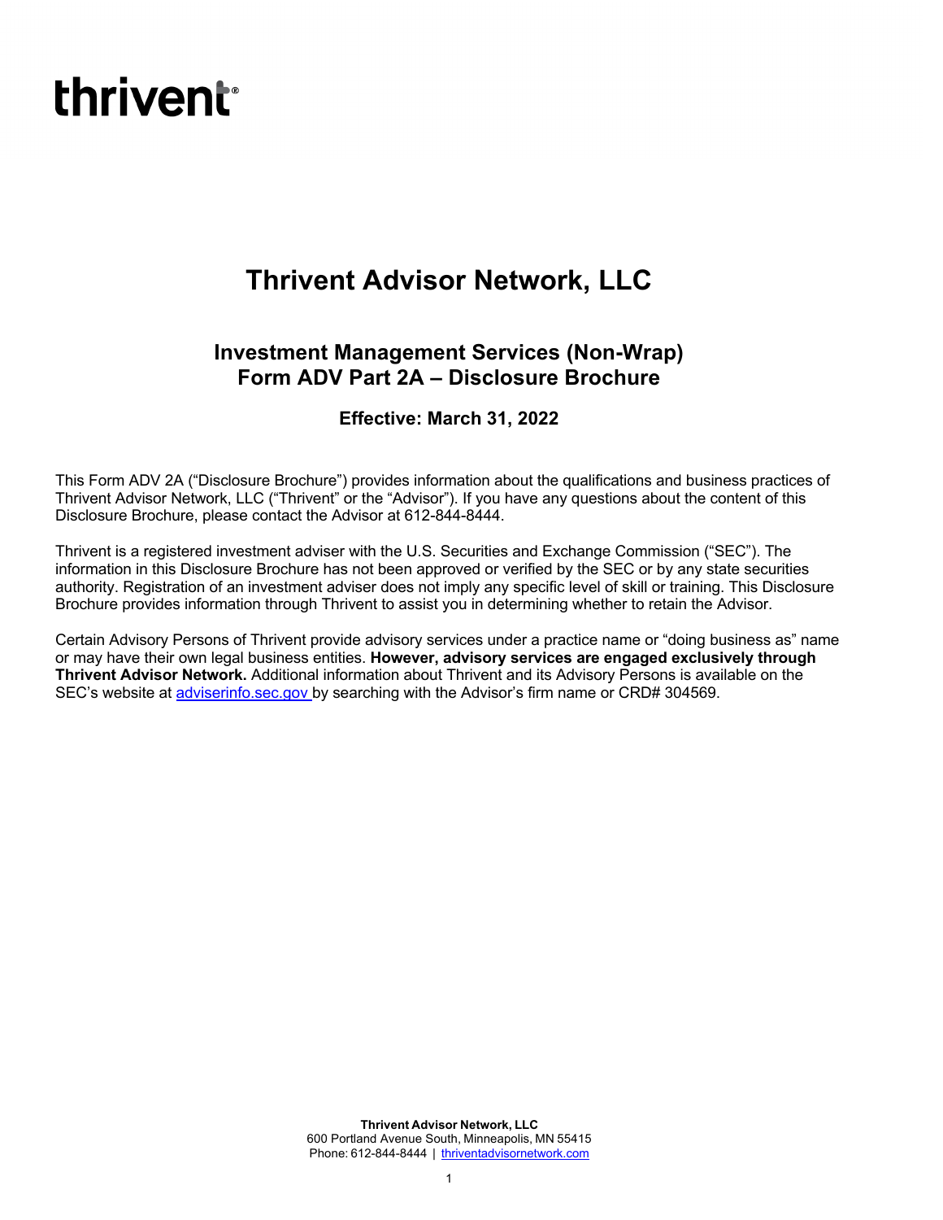thrivent

# Thrivent Advisor Network, LLC

## Investment Management Services (Non-Wrap) Form ADV Part 2A – Disclosure Brochure

### Effective: March 31, 2022

This Form ADV 2A ("Disclosure Brochure") provides information about the qualifications and business practices of Thrivent Advisor Network, LLC ("Thrivent" or the "Advisor"). If you have any questions about the content of this Disclosure Brochure, please contact the Advisor at 612-844-8444.

Thrivent is a registered investment adviser with the U.S. Securities and Exchange Commission ("SEC"). The information in this Disclosure Brochure has not been approved or verified by the SEC or by any state securities authority. Registration of an investment adviser does not imply any specific level of skill or training. This Disclosure Brochure provides information through Thrivent to assist you in determining whether to retain the Advisor.

Certain Advisory Persons of Thrivent provide advisory services under a practice name or "doing business as" name or may have their own legal business entities. **However, advisory services are engaged exclusively through Thrivent Advisor Network.** Additional information about Thrivent and its Advisory Persons is available on the SEC's website at [adviserinfo.sec.gov](adviserinfo.sec.gov) by searching with the Advisor's firm name or CRD# 304569.

**Thrivent Advisor Network, LLC**
600 Portland Avenue South, Minneapolis, MN 55415
Phone: 612-844-8444 | [thriventadvisornetwork.com](thriventadvisornetwork.com)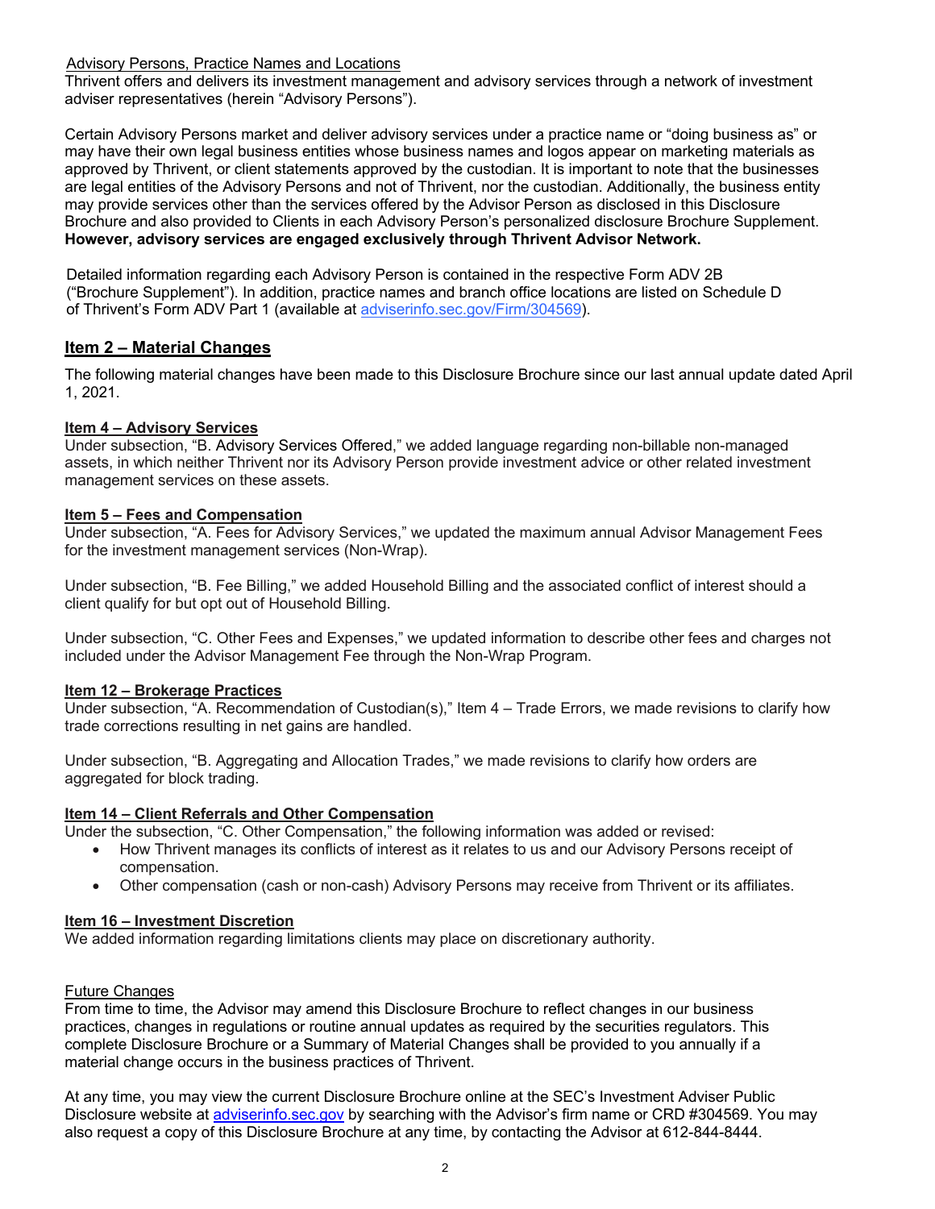Advisory Persons, Practice Names and Locations

Thrivent offers and delivers its investment management and advisory services through a network of investment adviser representatives (herein "Advisory Persons").

Certain Advisory Persons market and deliver advisory services under a practice name or "doing business as" or may have their own legal business entities whose business names and logos appear on marketing materials as approved by Thrivent, or client statements approved by the custodian. It is important to note that the businesses are legal entities of the Advisory Persons and not of Thrivent, nor the custodian. Additionally, the business entity may provide services other than the services offered by the Advisor Person as disclosed in this Disclosure Brochure and also provided to Clients in each Advisory Person's personalized disclosure Brochure Supplement. **However, advisory services are engaged exclusively through Thrivent Advisor Network.**

Detailed information regarding each Advisory Person is contained in the respective Form ADV 2B ("Brochure Supplement"). In addition, practice names and branch office locations are listed on Schedule D of Thrivent's Form ADV Part 1 (available at adviserinfo.sec.gov/Firm/304569).

## Item 2 – Material Changes

The following material changes have been made to this Disclosure Brochure since our last annual update dated April 1, 2021.

**Item 4 – Advisory Services**

Under subsection, "B. Advisory Services Offered," we added language regarding non-billable non-managed assets, in which neither Thrivent nor its Advisory Person provide investment advice or other related investment management services on these assets.

**Item 5 – Fees and Compensation**

Under subsection, "A. Fees for Advisory Services," we updated the maximum annual Advisor Management Fees for the investment management services (Non-Wrap).

Under subsection, "B. Fee Billing," we added Household Billing and the associated conflict of interest should a client qualify for but opt out of Household Billing.

Under subsection, "C. Other Fees and Expenses," we updated information to describe other fees and charges not included under the Advisor Management Fee through the Non-Wrap Program.

**Item 12 – Brokerage Practices**

Under subsection, "A. Recommendation of Custodian(s)," Item 4 – Trade Errors, we made revisions to clarify how trade corrections resulting in net gains are handled.

Under subsection, "B. Aggregating and Allocation Trades," we made revisions to clarify how orders are aggregated for block trading.

**Item 14 – Client Referrals and Other Compensation**

Under the subsection, "C. Other Compensation," the following information was added or revised:

- How Thrivent manages its conflicts of interest as it relates to us and our Advisory Persons receipt of compensation.
- Other compensation (cash or non-cash) Advisory Persons may receive from Thrivent or its affiliates.

**Item 16 – Investment Discretion**

We added information regarding limitations clients may place on discretionary authority.

Future Changes

From time to time, the Advisor may amend this Disclosure Brochure to reflect changes in our business practices, changes in regulations or routine annual updates as required by the securities regulators. This complete Disclosure Brochure or a Summary of Material Changes shall be provided to you annually if a material change occurs in the business practices of Thrivent.

At any time, you may view the current Disclosure Brochure online at the SEC's Investment Adviser Public Disclosure website at adviserinfo.sec.gov by searching with the Advisor's firm name or CRD #304569. You may also request a copy of this Disclosure Brochure at any time, by contacting the Advisor at 612-844-8444.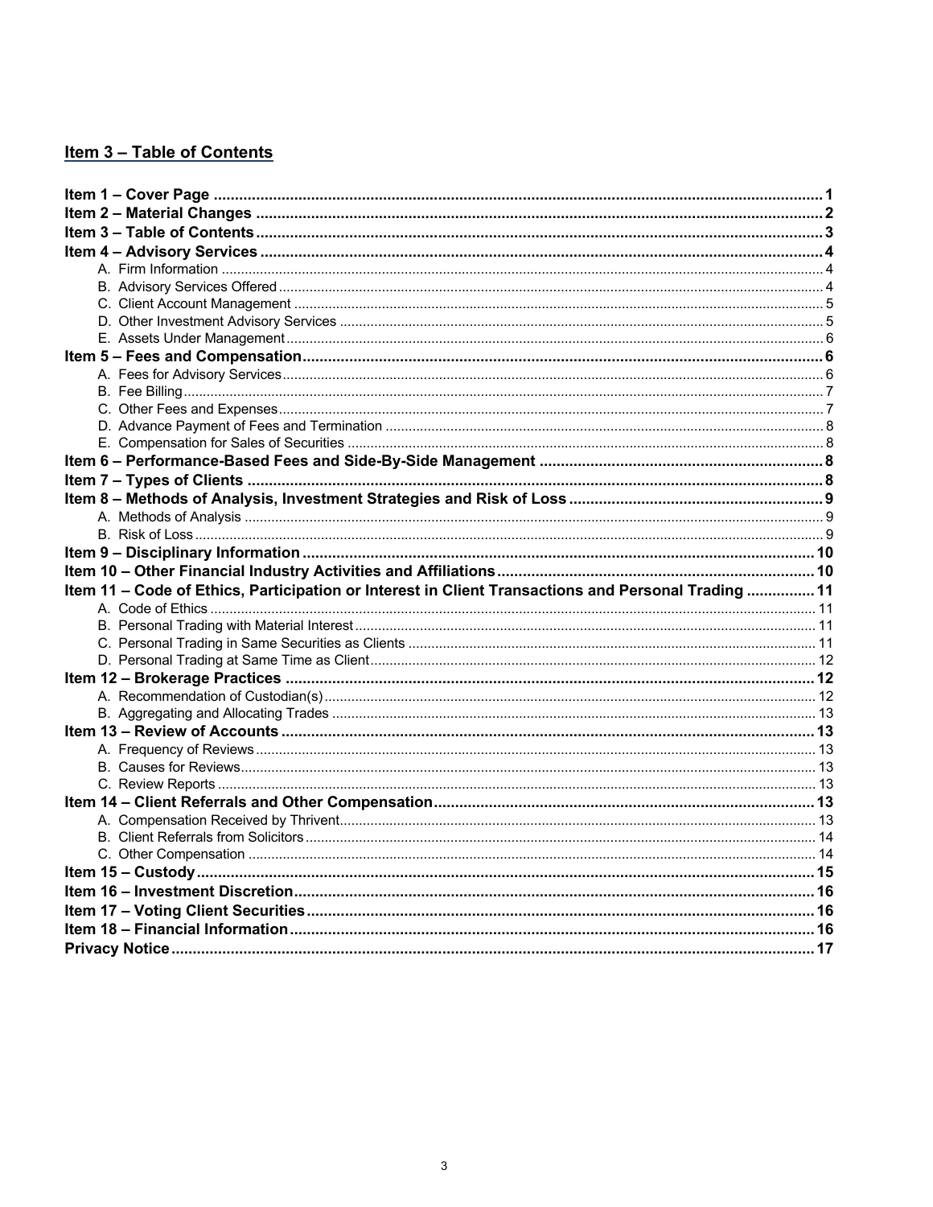## Item 3 – Table of Contents

**Item 1 – Cover Page** .......... **1**
**Item 2 – Material Changes** .......... **2**
**Item 3 – Table of Contents** .......... **3**
**Item 4 – Advisory Services** .......... **4**
- A. Firm Information .......... 4
- B. Advisory Services Offered .......... 4
- C. Client Account Management .......... 5
- D. Other Investment Advisory Services .......... 5
- E. Assets Under Management .......... 6

**Item 5 – Fees and Compensation** .......... **6**
- A. Fees for Advisory Services .......... 6
- B. Fee Billing .......... 7
- C. Other Fees and Expenses .......... 7
- D. Advance Payment of Fees and Termination .......... 8
- E. Compensation for Sales of Securities .......... 8

**Item 6 – Performance-Based Fees and Side-By-Side Management** .......... **8**
**Item 7 – Types of Clients** .......... **8**
**Item 8 – Methods of Analysis, Investment Strategies and Risk of Loss** .......... **9**
- A. Methods of Analysis .......... 9
- B. Risk of Loss .......... 9

**Item 9 – Disciplinary Information** .......... **10**
**Item 10 – Other Financial Industry Activities and Affiliations** .......... **10**
**Item 11 – Code of Ethics, Participation or Interest in Client Transactions and Personal Trading** .......... **11**
- A. Code of Ethics .......... 11
- B. Personal Trading with Material Interest .......... 11
- C. Personal Trading in Same Securities as Clients .......... 11
- D. Personal Trading at Same Time as Client .......... 12

**Item 12 – Brokerage Practices** .......... **12**
- A. Recommendation of Custodian(s) .......... 12
- B. Aggregating and Allocating Trades .......... 13

**Item 13 – Review of Accounts** .......... **13**
- A. Frequency of Reviews .......... 13
- B. Causes for Reviews .......... 13
- C. Review Reports .......... 13

**Item 14 – Client Referrals and Other Compensation** .......... **13**
- A. Compensation Received by Thrivent .......... 13
- B. Client Referrals from Solicitors .......... 14
- C. Other Compensation .......... 14

**Item 15 – Custody** .......... **15**
**Item 16 – Investment Discretion** .......... **16**
**Item 17 – Voting Client Securities** .......... **16**
**Item 18 – Financial Information** .......... **16**
**Privacy Notice** .......... **17**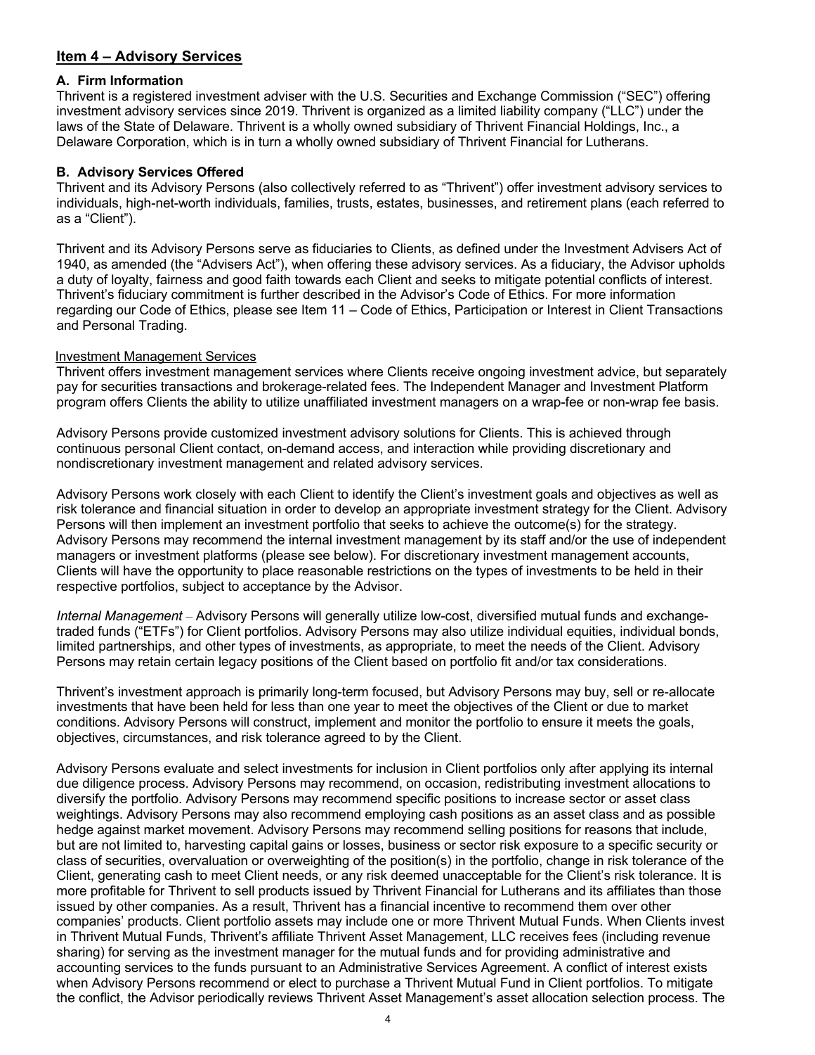## Item 4 – Advisory Services

### A. Firm Information

Thrivent is a registered investment adviser with the U.S. Securities and Exchange Commission ("SEC") offering investment advisory services since 2019. Thrivent is organized as a limited liability company ("LLC") under the laws of the State of Delaware. Thrivent is a wholly owned subsidiary of Thrivent Financial Holdings, Inc., a Delaware Corporation, which is in turn a wholly owned subsidiary of Thrivent Financial for Lutherans.

### B. Advisory Services Offered

Thrivent and its Advisory Persons (also collectively referred to as "Thrivent") offer investment advisory services to individuals, high-net-worth individuals, families, trusts, estates, businesses, and retirement plans (each referred to as a "Client").

Thrivent and its Advisory Persons serve as fiduciaries to Clients, as defined under the Investment Advisers Act of 1940, as amended (the "Advisers Act"), when offering these advisory services. As a fiduciary, the Advisor upholds a duty of loyalty, fairness and good faith towards each Client and seeks to mitigate potential conflicts of interest. Thrivent's fiduciary commitment is further described in the Advisor's Code of Ethics. For more information regarding our Code of Ethics, please see Item 11 – Code of Ethics, Participation or Interest in Client Transactions and Personal Trading.

Investment Management Services

Thrivent offers investment management services where Clients receive ongoing investment advice, but separately pay for securities transactions and brokerage-related fees. The Independent Manager and Investment Platform program offers Clients the ability to utilize unaffiliated investment managers on a wrap-fee or non-wrap fee basis.

Advisory Persons provide customized investment advisory solutions for Clients. This is achieved through continuous personal Client contact, on-demand access, and interaction while providing discretionary and nondiscretionary investment management and related advisory services.

Advisory Persons work closely with each Client to identify the Client's investment goals and objectives as well as risk tolerance and financial situation in order to develop an appropriate investment strategy for the Client. Advisory Persons will then implement an investment portfolio that seeks to achieve the outcome(s) for the strategy. Advisory Persons may recommend the internal investment management by its staff and/or the use of independent managers or investment platforms (please see below). For discretionary investment management accounts, Clients will have the opportunity to place reasonable restrictions on the types of investments to be held in their respective portfolios, subject to acceptance by the Advisor.

*Internal Management* – Advisory Persons will generally utilize low-cost, diversified mutual funds and exchange-traded funds ("ETFs") for Client portfolios. Advisory Persons may also utilize individual equities, individual bonds, limited partnerships, and other types of investments, as appropriate, to meet the needs of the Client. Advisory Persons may retain certain legacy positions of the Client based on portfolio fit and/or tax considerations.

Thrivent's investment approach is primarily long-term focused, but Advisory Persons may buy, sell or re-allocate investments that have been held for less than one year to meet the objectives of the Client or due to market conditions. Advisory Persons will construct, implement and monitor the portfolio to ensure it meets the goals, objectives, circumstances, and risk tolerance agreed to by the Client.

Advisory Persons evaluate and select investments for inclusion in Client portfolios only after applying its internal due diligence process. Advisory Persons may recommend, on occasion, redistributing investment allocations to diversify the portfolio. Advisory Persons may recommend specific positions to increase sector or asset class weightings. Advisory Persons may also recommend employing cash positions as an asset class and as possible hedge against market movement. Advisory Persons may recommend selling positions for reasons that include, but are not limited to, harvesting capital gains or losses, business or sector risk exposure to a specific security or class of securities, overvaluation or overweighting of the position(s) in the portfolio, change in risk tolerance of the Client, generating cash to meet Client needs, or any risk deemed unacceptable for the Client's risk tolerance. It is more profitable for Thrivent to sell products issued by Thrivent Financial for Lutherans and its affiliates than those issued by other companies. As a result, Thrivent has a financial incentive to recommend them over other companies' products. Client portfolio assets may include one or more Thrivent Mutual Funds. When Clients invest in Thrivent Mutual Funds, Thrivent's affiliate Thrivent Asset Management, LLC receives fees (including revenue sharing) for serving as the investment manager for the mutual funds and for providing administrative and accounting services to the funds pursuant to an Administrative Services Agreement. A conflict of interest exists when Advisory Persons recommend or elect to purchase a Thrivent Mutual Fund in Client portfolios. To mitigate the conflict, the Advisor periodically reviews Thrivent Asset Management's asset allocation selection process. The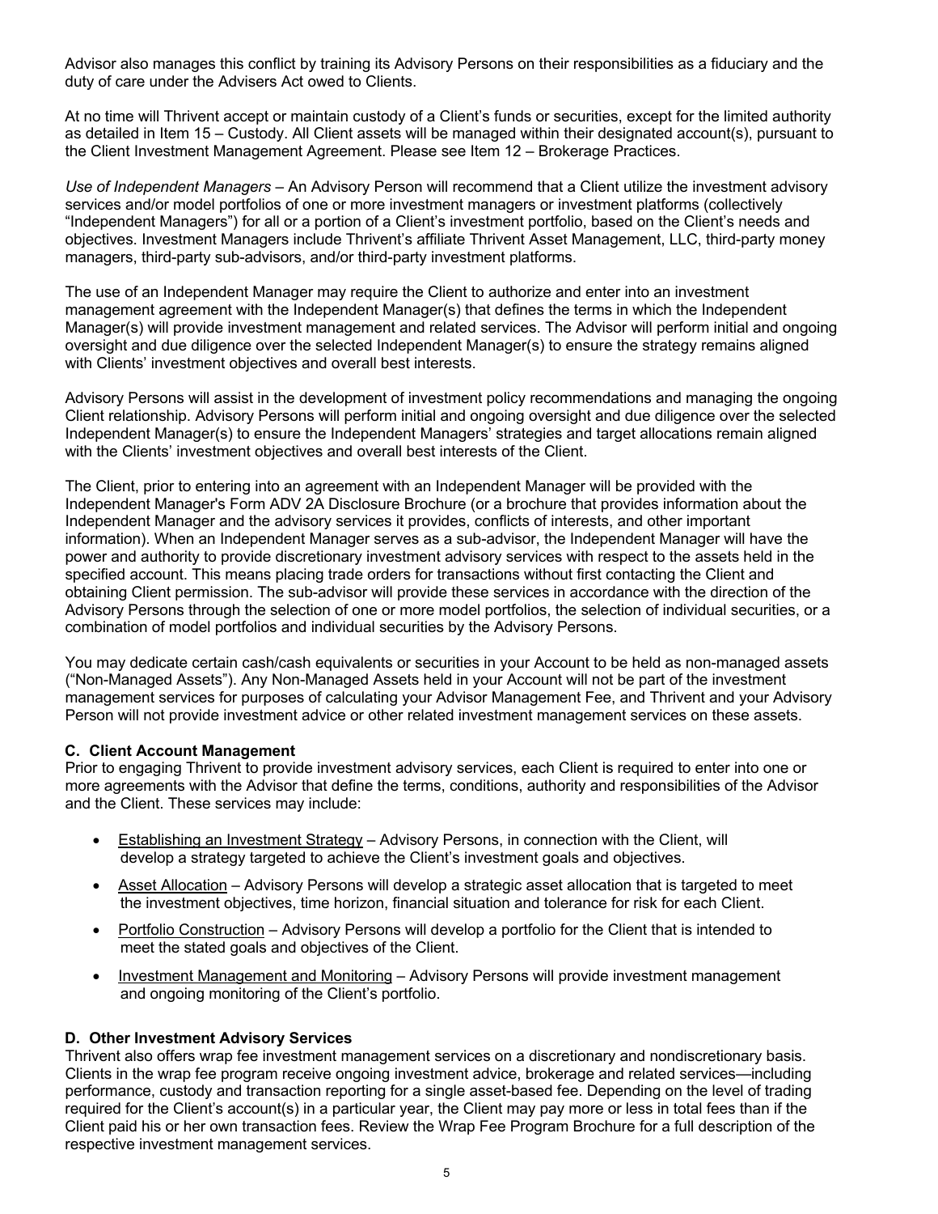Advisor also manages this conflict by training its Advisory Persons on their responsibilities as a fiduciary and the duty of care under the Advisers Act owed to Clients.

At no time will Thrivent accept or maintain custody of a Client's funds or securities, except for the limited authority as detailed in Item 15 – Custody. All Client assets will be managed within their designated account(s), pursuant to the Client Investment Management Agreement. Please see Item 12 – Brokerage Practices.

*Use of Independent Managers* – An Advisory Person will recommend that a Client utilize the investment advisory services and/or model portfolios of one or more investment managers or investment platforms (collectively "Independent Managers") for all or a portion of a Client's investment portfolio, based on the Client's needs and objectives. Investment Managers include Thrivent's affiliate Thrivent Asset Management, LLC, third-party money managers, third-party sub-advisors, and/or third-party investment platforms.

The use of an Independent Manager may require the Client to authorize and enter into an investment management agreement with the Independent Manager(s) that defines the terms in which the Independent Manager(s) will provide investment management and related services. The Advisor will perform initial and ongoing oversight and due diligence over the selected Independent Manager(s) to ensure the strategy remains aligned with Clients' investment objectives and overall best interests.

Advisory Persons will assist in the development of investment policy recommendations and managing the ongoing Client relationship. Advisory Persons will perform initial and ongoing oversight and due diligence over the selected Independent Manager(s) to ensure the Independent Managers' strategies and target allocations remain aligned with the Clients' investment objectives and overall best interests of the Client.

The Client, prior to entering into an agreement with an Independent Manager will be provided with the Independent Manager's Form ADV 2A Disclosure Brochure (or a brochure that provides information about the Independent Manager and the advisory services it provides, conflicts of interests, and other important information). When an Independent Manager serves as a sub-advisor, the Independent Manager will have the power and authority to provide discretionary investment advisory services with respect to the assets held in the specified account. This means placing trade orders for transactions without first contacting the Client and obtaining Client permission. The sub-advisor will provide these services in accordance with the direction of the Advisory Persons through the selection of one or more model portfolios, the selection of individual securities, or a combination of model portfolios and individual securities by the Advisory Persons.

You may dedicate certain cash/cash equivalents or securities in your Account to be held as non-managed assets ("Non-Managed Assets"). Any Non-Managed Assets held in your Account will not be part of the investment management services for purposes of calculating your Advisor Management Fee, and Thrivent and your Advisory Person will not provide investment advice or other related investment management services on these assets.

**C. Client Account Management**

Prior to engaging Thrivent to provide investment advisory services, each Client is required to enter into one or more agreements with the Advisor that define the terms, conditions, authority and responsibilities of the Advisor and the Client. These services may include:

- Establishing an Investment Strategy – Advisory Persons, in connection with the Client, will develop a strategy targeted to achieve the Client's investment goals and objectives.
- Asset Allocation – Advisory Persons will develop a strategic asset allocation that is targeted to meet the investment objectives, time horizon, financial situation and tolerance for risk for each Client.
- Portfolio Construction – Advisory Persons will develop a portfolio for the Client that is intended to meet the stated goals and objectives of the Client.
- Investment Management and Monitoring – Advisory Persons will provide investment management and ongoing monitoring of the Client's portfolio.

**D. Other Investment Advisory Services**

Thrivent also offers wrap fee investment management services on a discretionary and nondiscretionary basis. Clients in the wrap fee program receive ongoing investment advice, brokerage and related services—including performance, custody and transaction reporting for a single asset-based fee. Depending on the level of trading required for the Client's account(s) in a particular year, the Client may pay more or less in total fees than if the Client paid his or her own transaction fees. Review the Wrap Fee Program Brochure for a full description of the respective investment management services.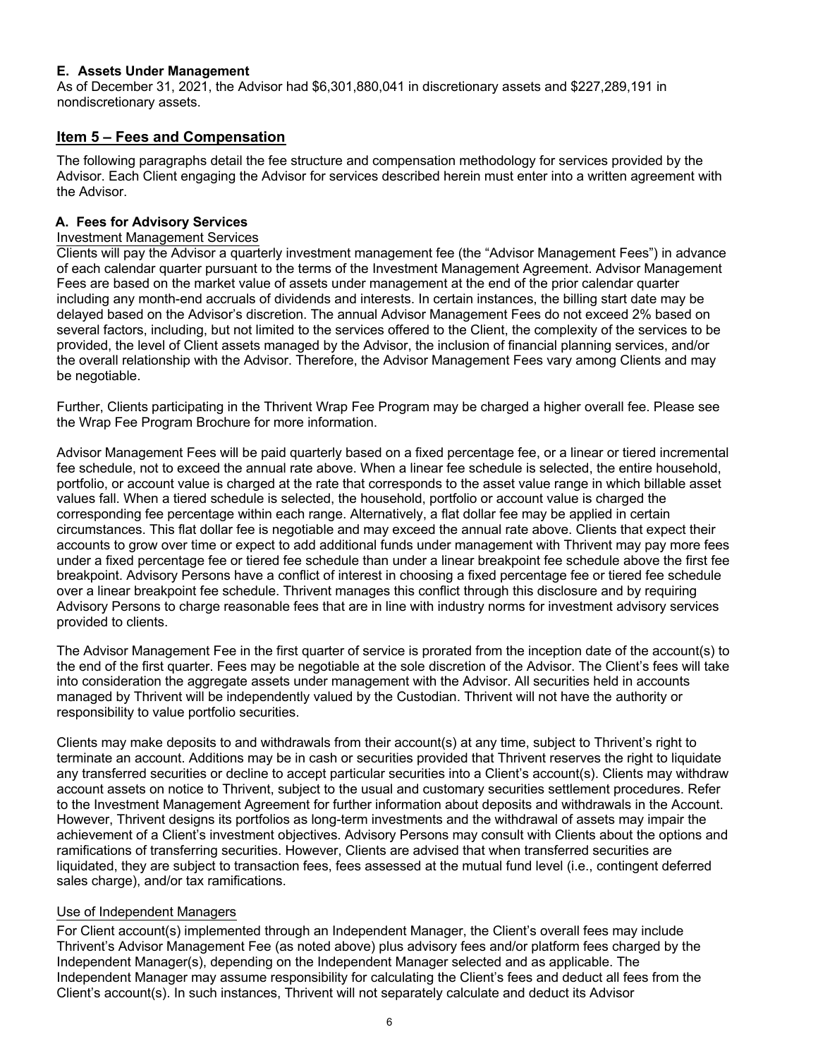### E. Assets Under Management

As of December 31, 2021, the Advisor had $6,301,880,041 in discretionary assets and $227,289,191 in nondiscretionary assets.

## Item 5 – Fees and Compensation

The following paragraphs detail the fee structure and compensation methodology for services provided by the Advisor. Each Client engaging the Advisor for services described herein must enter into a written agreement with the Advisor.

### A. Fees for Advisory Services

Investment Management Services

Clients will pay the Advisor a quarterly investment management fee (the "Advisor Management Fees") in advance of each calendar quarter pursuant to the terms of the Investment Management Agreement. Advisor Management Fees are based on the market value of assets under management at the end of the prior calendar quarter including any month-end accruals of dividends and interests. In certain instances, the billing start date may be delayed based on the Advisor's discretion. The annual Advisor Management Fees do not exceed 2% based on several factors, including, but not limited to the services offered to the Client, the complexity of the services to be provided, the level of Client assets managed by the Advisor, the inclusion of financial planning services, and/or the overall relationship with the Advisor. Therefore, the Advisor Management Fees vary among Clients and may be negotiable.

Further, Clients participating in the Thrivent Wrap Fee Program may be charged a higher overall fee. Please see the Wrap Fee Program Brochure for more information.

Advisor Management Fees will be paid quarterly based on a fixed percentage fee, or a linear or tiered incremental fee schedule, not to exceed the annual rate above. When a linear fee schedule is selected, the entire household, portfolio, or account value is charged at the rate that corresponds to the asset value range in which billable asset values fall. When a tiered schedule is selected, the household, portfolio or account value is charged the corresponding fee percentage within each range. Alternatively, a flat dollar fee may be applied in certain circumstances. This flat dollar fee is negotiable and may exceed the annual rate above. Clients that expect their accounts to grow over time or expect to add additional funds under management with Thrivent may pay more fees under a fixed percentage fee or tiered fee schedule than under a linear breakpoint fee schedule above the first fee breakpoint. Advisory Persons have a conflict of interest in choosing a fixed percentage fee or tiered fee schedule over a linear breakpoint fee schedule. Thrivent manages this conflict through this disclosure and by requiring Advisory Persons to charge reasonable fees that are in line with industry norms for investment advisory services provided to clients.

The Advisor Management Fee in the first quarter of service is prorated from the inception date of the account(s) to the end of the first quarter. Fees may be negotiable at the sole discretion of the Advisor. The Client's fees will take into consideration the aggregate assets under management with the Advisor. All securities held in accounts managed by Thrivent will be independently valued by the Custodian. Thrivent will not have the authority or responsibility to value portfolio securities.

Clients may make deposits to and withdrawals from their account(s) at any time, subject to Thrivent's right to terminate an account. Additions may be in cash or securities provided that Thrivent reserves the right to liquidate any transferred securities or decline to accept particular securities into a Client's account(s). Clients may withdraw account assets on notice to Thrivent, subject to the usual and customary securities settlement procedures. Refer to the Investment Management Agreement for further information about deposits and withdrawals in the Account. However, Thrivent designs its portfolios as long-term investments and the withdrawal of assets may impair the achievement of a Client's investment objectives. Advisory Persons may consult with Clients about the options and ramifications of transferring securities. However, Clients are advised that when transferred securities are liquidated, they are subject to transaction fees, fees assessed at the mutual fund level (i.e., contingent deferred sales charge), and/or tax ramifications.

Use of Independent Managers

For Client account(s) implemented through an Independent Manager, the Client's overall fees may include Thrivent's Advisor Management Fee (as noted above) plus advisory fees and/or platform fees charged by the Independent Manager(s), depending on the Independent Manager selected and as applicable. The Independent Manager may assume responsibility for calculating the Client's fees and deduct all fees from the Client's account(s). In such instances, Thrivent will not separately calculate and deduct its Advisor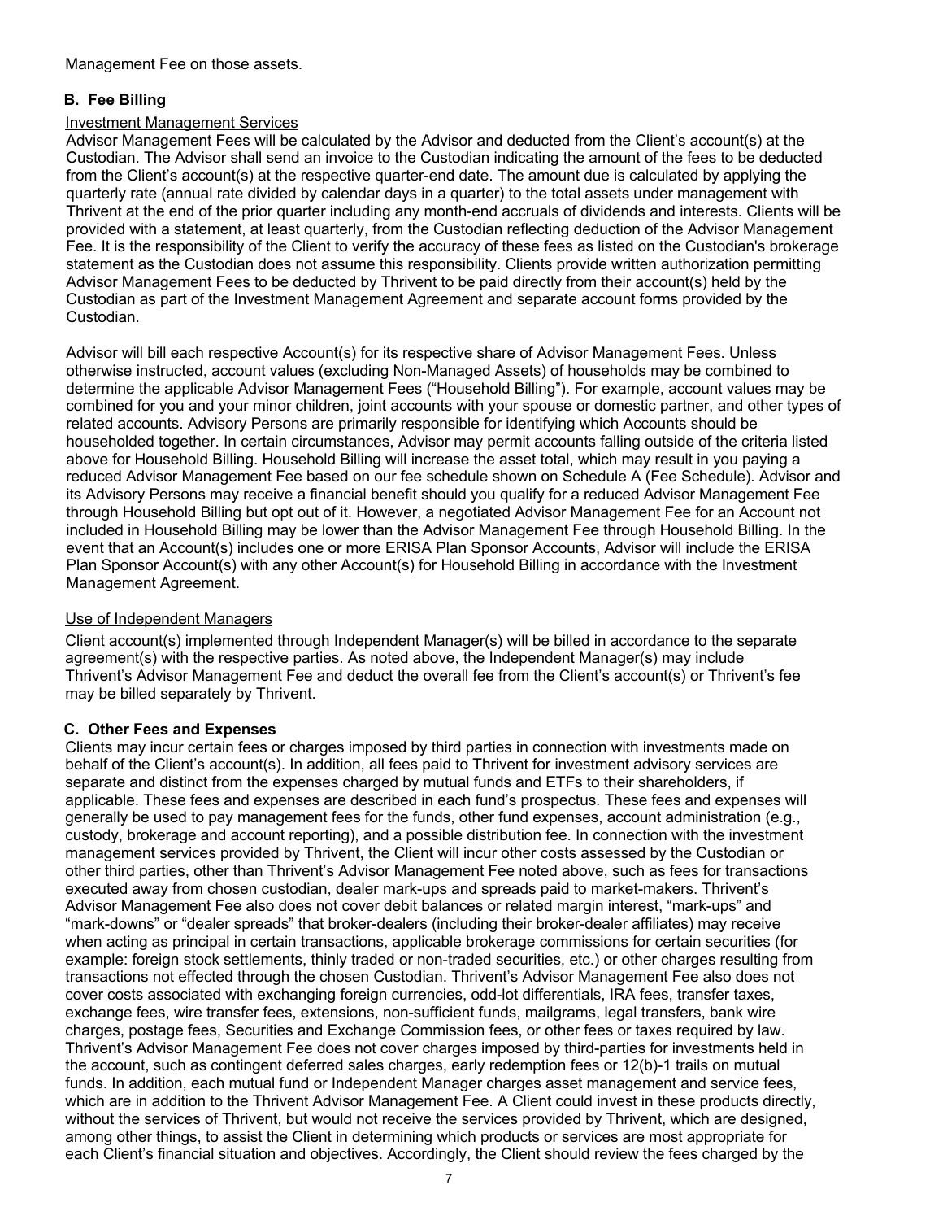Management Fee on those assets.

### B. Fee Billing

Investment Management Services

Advisor Management Fees will be calculated by the Advisor and deducted from the Client's account(s) at the Custodian. The Advisor shall send an invoice to the Custodian indicating the amount of the fees to be deducted from the Client's account(s) at the respective quarter-end date. The amount due is calculated by applying the quarterly rate (annual rate divided by calendar days in a quarter) to the total assets under management with Thrivent at the end of the prior quarter including any month-end accruals of dividends and interests. Clients will be provided with a statement, at least quarterly, from the Custodian reflecting deduction of the Advisor Management Fee. It is the responsibility of the Client to verify the accuracy of these fees as listed on the Custodian's brokerage statement as the Custodian does not assume this responsibility. Clients provide written authorization permitting Advisor Management Fees to be deducted by Thrivent to be paid directly from their account(s) held by the Custodian as part of the Investment Management Agreement and separate account forms provided by the Custodian.

Advisor will bill each respective Account(s) for its respective share of Advisor Management Fees. Unless otherwise instructed, account values (excluding Non-Managed Assets) of households may be combined to determine the applicable Advisor Management Fees ("Household Billing"). For example, account values may be combined for you and your minor children, joint accounts with your spouse or domestic partner, and other types of related accounts. Advisory Persons are primarily responsible for identifying which Accounts should be householded together. In certain circumstances, Advisor may permit accounts falling outside of the criteria listed above for Household Billing. Household Billing will increase the asset total, which may result in you paying a reduced Advisor Management Fee based on our fee schedule shown on Schedule A (Fee Schedule). Advisor and its Advisory Persons may receive a financial benefit should you qualify for a reduced Advisor Management Fee through Household Billing but opt out of it. However, a negotiated Advisor Management Fee for an Account not included in Household Billing may be lower than the Advisor Management Fee through Household Billing. In the event that an Account(s) includes one or more ERISA Plan Sponsor Accounts, Advisor will include the ERISA Plan Sponsor Account(s) with any other Account(s) for Household Billing in accordance with the Investment Management Agreement.

Use of Independent Managers

Client account(s) implemented through Independent Manager(s) will be billed in accordance to the separate agreement(s) with the respective parties. As noted above, the Independent Manager(s) may include Thrivent's Advisor Management Fee and deduct the overall fee from the Client's account(s) or Thrivent's fee may be billed separately by Thrivent.

### C. Other Fees and Expenses

Clients may incur certain fees or charges imposed by third parties in connection with investments made on behalf of the Client's account(s). In addition, all fees paid to Thrivent for investment advisory services are separate and distinct from the expenses charged by mutual funds and ETFs to their shareholders, if applicable. These fees and expenses are described in each fund's prospectus. These fees and expenses will generally be used to pay management fees for the funds, other fund expenses, account administration (e.g., custody, brokerage and account reporting), and a possible distribution fee. In connection with the investment management services provided by Thrivent, the Client will incur other costs assessed by the Custodian or other third parties, other than Thrivent's Advisor Management Fee noted above, such as fees for transactions executed away from chosen custodian, dealer mark-ups and spreads paid to market-makers. Thrivent's Advisor Management Fee also does not cover debit balances or related margin interest, "mark-ups" and "mark-downs" or "dealer spreads" that broker-dealers (including their broker-dealer affiliates) may receive when acting as principal in certain transactions, applicable brokerage commissions for certain securities (for example: foreign stock settlements, thinly traded or non-traded securities, etc.) or other charges resulting from transactions not effected through the chosen Custodian. Thrivent's Advisor Management Fee also does not cover costs associated with exchanging foreign currencies, odd-lot differentials, IRA fees, transfer taxes, exchange fees, wire transfer fees, extensions, non-sufficient funds, mailgrams, legal transfers, bank wire charges, postage fees, Securities and Exchange Commission fees, or other fees or taxes required by law. Thrivent's Advisor Management Fee does not cover charges imposed by third-parties for investments held in the account, such as contingent deferred sales charges, early redemption fees or 12(b)-1 trails on mutual funds. In addition, each mutual fund or Independent Manager charges asset management and service fees, which are in addition to the Thrivent Advisor Management Fee. A Client could invest in these products directly, without the services of Thrivent, but would not receive the services provided by Thrivent, which are designed, among other things, to assist the Client in determining which products or services are most appropriate for each Client's financial situation and objectives. Accordingly, the Client should review the fees charged by the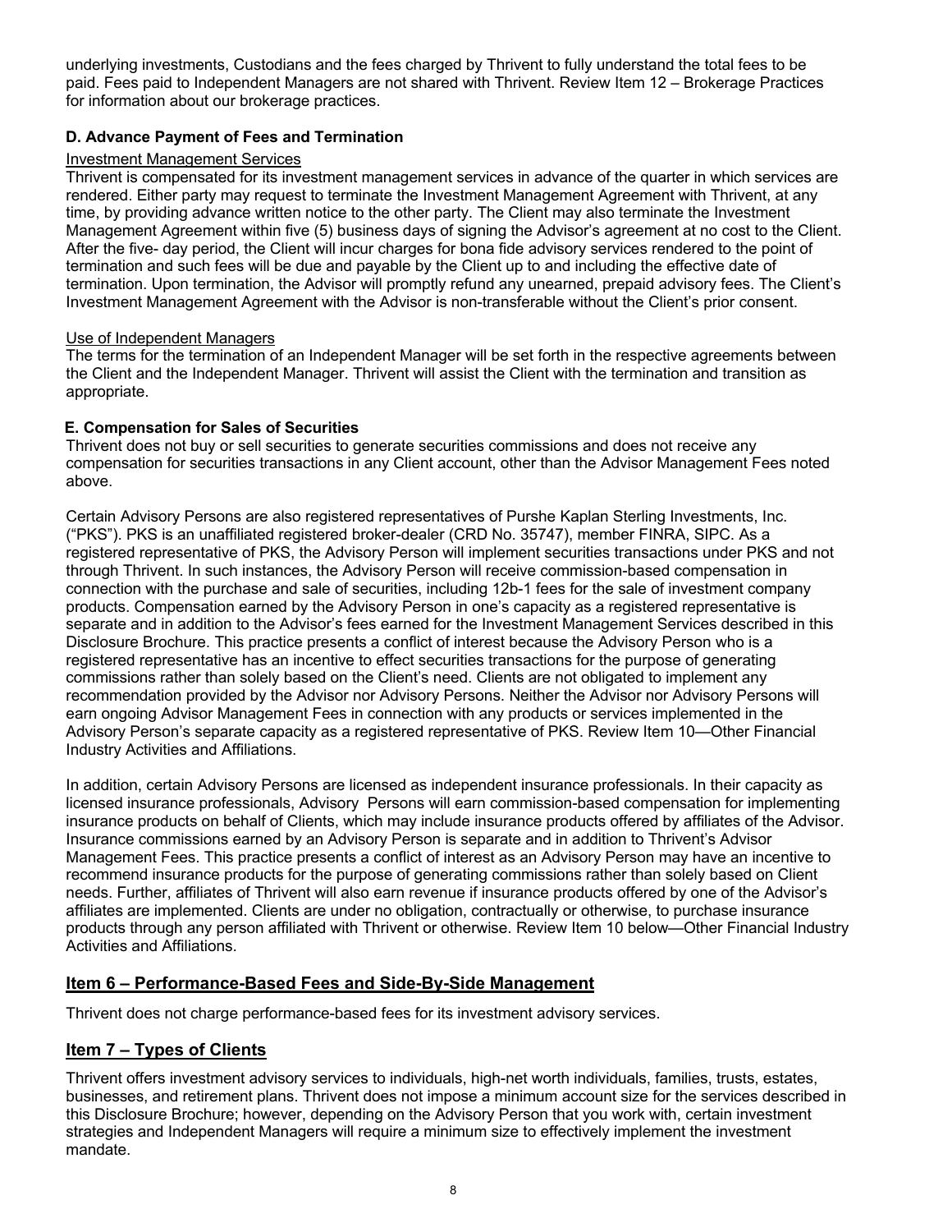underlying investments, Custodians and the fees charged by Thrivent to fully understand the total fees to be paid. Fees paid to Independent Managers are not shared with Thrivent. Review Item 12 – Brokerage Practices for information about our brokerage practices.

### D. Advance Payment of Fees and Termination

Investment Management Services

Thrivent is compensated for its investment management services in advance of the quarter in which services are rendered. Either party may request to terminate the Investment Management Agreement with Thrivent, at any time, by providing advance written notice to the other party. The Client may also terminate the Investment Management Agreement within five (5) business days of signing the Advisor's agreement at no cost to the Client. After the five- day period, the Client will incur charges for bona fide advisory services rendered to the point of termination and such fees will be due and payable by the Client up to and including the effective date of termination. Upon termination, the Advisor will promptly refund any unearned, prepaid advisory fees. The Client's Investment Management Agreement with the Advisor is non-transferable without the Client's prior consent.

Use of Independent Managers

The terms for the termination of an Independent Manager will be set forth in the respective agreements between the Client and the Independent Manager. Thrivent will assist the Client with the termination and transition as appropriate.

### E. Compensation for Sales of Securities

Thrivent does not buy or sell securities to generate securities commissions and does not receive any compensation for securities transactions in any Client account, other than the Advisor Management Fees noted above.

Certain Advisory Persons are also registered representatives of Purshe Kaplan Sterling Investments, Inc. ("PKS"). PKS is an unaffiliated registered broker-dealer (CRD No. 35747), member FINRA, SIPC. As a registered representative of PKS, the Advisory Person will implement securities transactions under PKS and not through Thrivent. In such instances, the Advisory Person will receive commission-based compensation in connection with the purchase and sale of securities, including 12b-1 fees for the sale of investment company products. Compensation earned by the Advisory Person in one's capacity as a registered representative is separate and in addition to the Advisor's fees earned for the Investment Management Services described in this Disclosure Brochure. This practice presents a conflict of interest because the Advisory Person who is a registered representative has an incentive to effect securities transactions for the purpose of generating commissions rather than solely based on the Client's need. Clients are not obligated to implement any recommendation provided by the Advisor nor Advisory Persons. Neither the Advisor nor Advisory Persons will earn ongoing Advisor Management Fees in connection with any products or services implemented in the Advisory Person's separate capacity as a registered representative of PKS. Review Item 10—Other Financial Industry Activities and Affiliations.

In addition, certain Advisory Persons are licensed as independent insurance professionals. In their capacity as licensed insurance professionals, Advisory Persons will earn commission-based compensation for implementing insurance products on behalf of Clients, which may include insurance products offered by affiliates of the Advisor. Insurance commissions earned by an Advisory Person is separate and in addition to Thrivent's Advisor Management Fees. This practice presents a conflict of interest as an Advisory Person may have an incentive to recommend insurance products for the purpose of generating commissions rather than solely based on Client needs. Further, affiliates of Thrivent will also earn revenue if insurance products offered by one of the Advisor's affiliates are implemented. Clients are under no obligation, contractually or otherwise, to purchase insurance products through any person affiliated with Thrivent or otherwise. Review Item 10 below—Other Financial Industry Activities and Affiliations.

## Item 6 – Performance-Based Fees and Side-By-Side Management

Thrivent does not charge performance-based fees for its investment advisory services.

## Item 7 – Types of Clients

Thrivent offers investment advisory services to individuals, high-net worth individuals, families, trusts, estates, businesses, and retirement plans. Thrivent does not impose a minimum account size for the services described in this Disclosure Brochure; however, depending on the Advisory Person that you work with, certain investment strategies and Independent Managers will require a minimum size to effectively implement the investment mandate.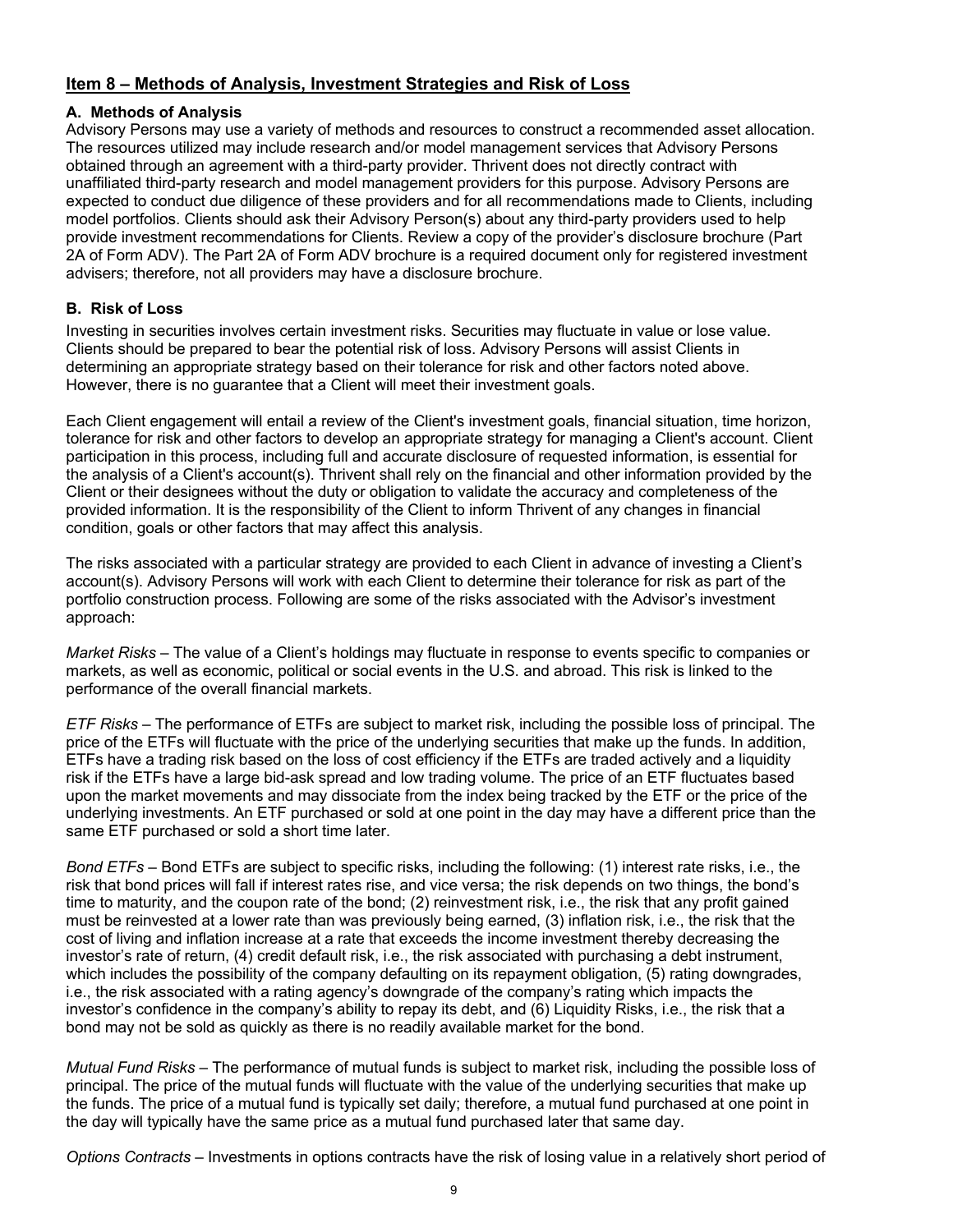## Item 8 – Methods of Analysis, Investment Strategies and Risk of Loss

### A. Methods of Analysis

Advisory Persons may use a variety of methods and resources to construct a recommended asset allocation. The resources utilized may include research and/or model management services that Advisory Persons obtained through an agreement with a third-party provider. Thrivent does not directly contract with unaffiliated third-party research and model management providers for this purpose. Advisory Persons are expected to conduct due diligence of these providers and for all recommendations made to Clients, including model portfolios. Clients should ask their Advisory Person(s) about any third-party providers used to help provide investment recommendations for Clients. Review a copy of the provider's disclosure brochure (Part 2A of Form ADV). The Part 2A of Form ADV brochure is a required document only for registered investment advisers; therefore, not all providers may have a disclosure brochure.

### B. Risk of Loss

Investing in securities involves certain investment risks. Securities may fluctuate in value or lose value. Clients should be prepared to bear the potential risk of loss. Advisory Persons will assist Clients in determining an appropriate strategy based on their tolerance for risk and other factors noted above. However, there is no guarantee that a Client will meet their investment goals.

Each Client engagement will entail a review of the Client's investment goals, financial situation, time horizon, tolerance for risk and other factors to develop an appropriate strategy for managing a Client's account. Client participation in this process, including full and accurate disclosure of requested information, is essential for the analysis of a Client's account(s). Thrivent shall rely on the financial and other information provided by the Client or their designees without the duty or obligation to validate the accuracy and completeness of the provided information. It is the responsibility of the Client to inform Thrivent of any changes in financial condition, goals or other factors that may affect this analysis.

The risks associated with a particular strategy are provided to each Client in advance of investing a Client's account(s). Advisory Persons will work with each Client to determine their tolerance for risk as part of the portfolio construction process. Following are some of the risks associated with the Advisor's investment approach:

*Market Risks* – The value of a Client's holdings may fluctuate in response to events specific to companies or markets, as well as economic, political or social events in the U.S. and abroad. This risk is linked to the performance of the overall financial markets.

*ETF Risks* – The performance of ETFs are subject to market risk, including the possible loss of principal. The price of the ETFs will fluctuate with the price of the underlying securities that make up the funds. In addition, ETFs have a trading risk based on the loss of cost efficiency if the ETFs are traded actively and a liquidity risk if the ETFs have a large bid-ask spread and low trading volume. The price of an ETF fluctuates based upon the market movements and may dissociate from the index being tracked by the ETF or the price of the underlying investments. An ETF purchased or sold at one point in the day may have a different price than the same ETF purchased or sold a short time later.

*Bond ETFs* – Bond ETFs are subject to specific risks, including the following: (1) interest rate risks, i.e., the risk that bond prices will fall if interest rates rise, and vice versa; the risk depends on two things, the bond's time to maturity, and the coupon rate of the bond; (2) reinvestment risk, i.e., the risk that any profit gained must be reinvested at a lower rate than was previously being earned, (3) inflation risk, i.e., the risk that the cost of living and inflation increase at a rate that exceeds the income investment thereby decreasing the investor's rate of return, (4) credit default risk, i.e., the risk associated with purchasing a debt instrument, which includes the possibility of the company defaulting on its repayment obligation, (5) rating downgrades, i.e., the risk associated with a rating agency's downgrade of the company's rating which impacts the investor's confidence in the company's ability to repay its debt, and (6) Liquidity Risks, i.e., the risk that a bond may not be sold as quickly as there is no readily available market for the bond.

*Mutual Fund Risks* – The performance of mutual funds is subject to market risk, including the possible loss of principal. The price of the mutual funds will fluctuate with the value of the underlying securities that make up the funds. The price of a mutual fund is typically set daily; therefore, a mutual fund purchased at one point in the day will typically have the same price as a mutual fund purchased later that same day.

*Options Contracts* – Investments in options contracts have the risk of losing value in a relatively short period of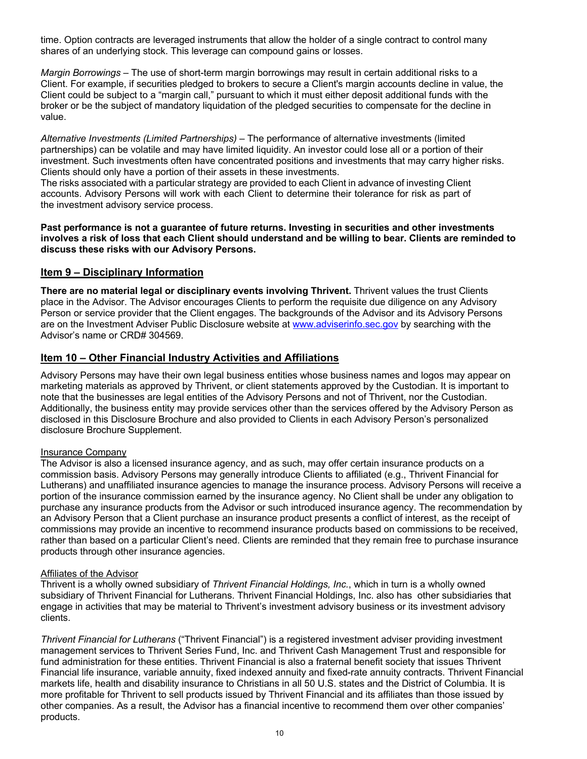time. Option contracts are leveraged instruments that allow the holder of a single contract to control many shares of an underlying stock. This leverage can compound gains or losses.

*Margin Borrowings* – The use of short-term margin borrowings may result in certain additional risks to a Client. For example, if securities pledged to brokers to secure a Client's margin accounts decline in value, the Client could be subject to a "margin call," pursuant to which it must either deposit additional funds with the broker or be the subject of mandatory liquidation of the pledged securities to compensate for the decline in value.

*Alternative Investments (Limited Partnerships)* – The performance of alternative investments (limited partnerships) can be volatile and may have limited liquidity. An investor could lose all or a portion of their investment. Such investments often have concentrated positions and investments that may carry higher risks. Clients should only have a portion of their assets in these investments.
The risks associated with a particular strategy are provided to each Client in advance of investing Client accounts. Advisory Persons will work with each Client to determine their tolerance for risk as part of the investment advisory service process.

**Past performance is not a guarantee of future returns. Investing in securities and other investments involves a risk of loss that each Client should understand and be willing to bear. Clients are reminded to discuss these risks with our Advisory Persons.**

## Item 9 – Disciplinary Information

**There are no material legal or disciplinary events involving Thrivent.** Thrivent values the trust Clients place in the Advisor. The Advisor encourages Clients to perform the requisite due diligence on any Advisory Person or service provider that the Client engages. The backgrounds of the Advisor and its Advisory Persons are on the Investment Adviser Public Disclosure website at www.adviserinfo.sec.gov by searching with the Advisor's name or CRD# 304569.

## Item 10 – Other Financial Industry Activities and Affiliations

Advisory Persons may have their own legal business entities whose business names and logos may appear on marketing materials as approved by Thrivent, or client statements approved by the Custodian. It is important to note that the businesses are legal entities of the Advisory Persons and not of Thrivent, nor the Custodian. Additionally, the business entity may provide services other than the services offered by the Advisory Person as disclosed in this Disclosure Brochure and also provided to Clients in each Advisory Person's personalized disclosure Brochure Supplement.

Insurance Company

The Advisor is also a licensed insurance agency, and as such, may offer certain insurance products on a commission basis. Advisory Persons may generally introduce Clients to affiliated (e.g., Thrivent Financial for Lutherans) and unaffiliated insurance agencies to manage the insurance process. Advisory Persons will receive a portion of the insurance commission earned by the insurance agency. No Client shall be under any obligation to purchase any insurance products from the Advisor or such introduced insurance agency. The recommendation by an Advisory Person that a Client purchase an insurance product presents a conflict of interest, as the receipt of commissions may provide an incentive to recommend insurance products based on commissions to be received, rather than based on a particular Client's need. Clients are reminded that they remain free to purchase insurance products through other insurance agencies.

Affiliates of the Advisor

Thrivent is a wholly owned subsidiary of *Thrivent Financial Holdings, Inc.*, which in turn is a wholly owned subsidiary of Thrivent Financial for Lutherans. Thrivent Financial Holdings, Inc. also has other subsidiaries that engage in activities that may be material to Thrivent's investment advisory business or its investment advisory clients.

*Thrivent Financial for Lutherans* ("Thrivent Financial") is a registered investment adviser providing investment management services to Thrivent Series Fund, Inc. and Thrivent Cash Management Trust and responsible for fund administration for these entities. Thrivent Financial is also a fraternal benefit society that issues Thrivent Financial life insurance, variable annuity, fixed indexed annuity and fixed-rate annuity contracts. Thrivent Financial markets life, health and disability insurance to Christians in all 50 U.S. states and the District of Columbia. It is more profitable for Thrivent to sell products issued by Thrivent Financial and its affiliates than those issued by other companies. As a result, the Advisor has a financial incentive to recommend them over other companies' products.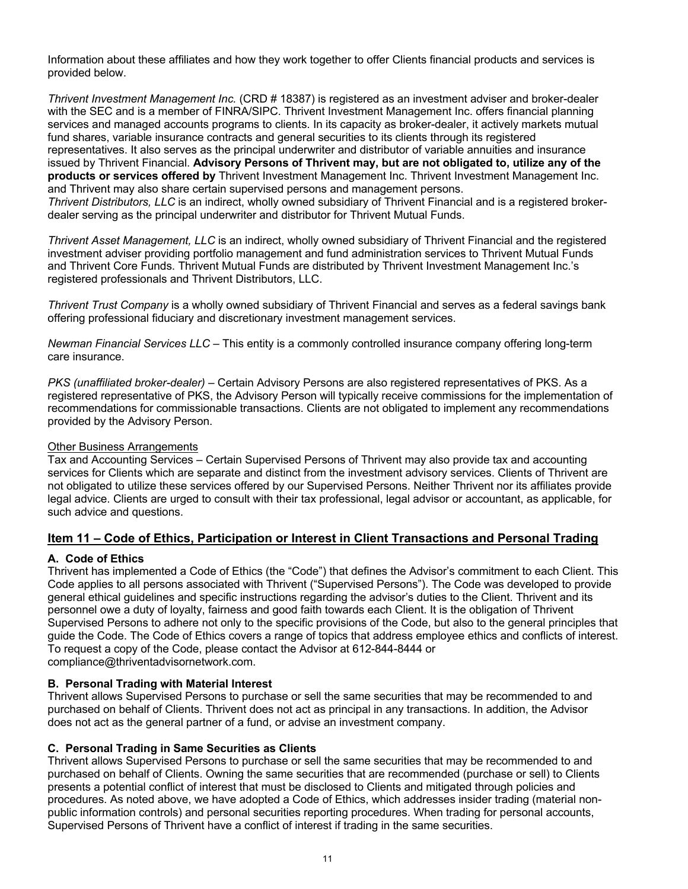Information about these affiliates and how they work together to offer Clients financial products and services is provided below.

*Thrivent Investment Management Inc.* (CRD # 18387) is registered as an investment adviser and broker-dealer with the SEC and is a member of FINRA/SIPC. Thrivent Investment Management Inc. offers financial planning services and managed accounts programs to clients. In its capacity as broker-dealer, it actively markets mutual fund shares, variable insurance contracts and general securities to its clients through its registered representatives. It also serves as the principal underwriter and distributor of variable annuities and insurance issued by Thrivent Financial. **Advisory Persons of Thrivent may, but are not obligated to, utilize any of the products or services offered by** Thrivent Investment Management Inc. Thrivent Investment Management Inc. and Thrivent may also share certain supervised persons and management persons.
*Thrivent Distributors, LLC* is an indirect, wholly owned subsidiary of Thrivent Financial and is a registered broker-dealer serving as the principal underwriter and distributor for Thrivent Mutual Funds.

*Thrivent Asset Management, LLC* is an indirect, wholly owned subsidiary of Thrivent Financial and the registered investment adviser providing portfolio management and fund administration services to Thrivent Mutual Funds and Thrivent Core Funds. Thrivent Mutual Funds are distributed by Thrivent Investment Management Inc.'s registered professionals and Thrivent Distributors, LLC.

*Thrivent Trust Company* is a wholly owned subsidiary of Thrivent Financial and serves as a federal savings bank offering professional fiduciary and discretionary investment management services.

*Newman Financial Services LLC* – This entity is a commonly controlled insurance company offering long-term care insurance.

*PKS (unaffiliated broker-dealer)* – Certain Advisory Persons are also registered representatives of PKS. As a registered representative of PKS, the Advisory Person will typically receive commissions for the implementation of recommendations for commissionable transactions. Clients are not obligated to implement any recommendations provided by the Advisory Person.

Other Business Arrangements

Tax and Accounting Services – Certain Supervised Persons of Thrivent may also provide tax and accounting services for Clients which are separate and distinct from the investment advisory services. Clients of Thrivent are not obligated to utilize these services offered by our Supervised Persons. Neither Thrivent nor its affiliates provide legal advice. Clients are urged to consult with their tax professional, legal advisor or accountant, as applicable, for such advice and questions.

## Item 11 – Code of Ethics, Participation or Interest in Client Transactions and Personal Trading

### A. Code of Ethics

Thrivent has implemented a Code of Ethics (the "Code") that defines the Advisor's commitment to each Client. This Code applies to all persons associated with Thrivent ("Supervised Persons"). The Code was developed to provide general ethical guidelines and specific instructions regarding the advisor's duties to the Client. Thrivent and its personnel owe a duty of loyalty, fairness and good faith towards each Client. It is the obligation of Thrivent Supervised Persons to adhere not only to the specific provisions of the Code, but also to the general principles that guide the Code. The Code of Ethics covers a range of topics that address employee ethics and conflicts of interest. To request a copy of the Code, please contact the Advisor at 612-844-8444 or compliance@thriventadvisornetwork.com.

### B. Personal Trading with Material Interest

Thrivent allows Supervised Persons to purchase or sell the same securities that may be recommended to and purchased on behalf of Clients. Thrivent does not act as principal in any transactions. In addition, the Advisor does not act as the general partner of a fund, or advise an investment company.

### C. Personal Trading in Same Securities as Clients

Thrivent allows Supervised Persons to purchase or sell the same securities that may be recommended to and purchased on behalf of Clients. Owning the same securities that are recommended (purchase or sell) to Clients presents a potential conflict of interest that must be disclosed to Clients and mitigated through policies and procedures. As noted above, we have adopted a Code of Ethics, which addresses insider trading (material non-public information controls) and personal securities reporting procedures. When trading for personal accounts, Supervised Persons of Thrivent have a conflict of interest if trading in the same securities.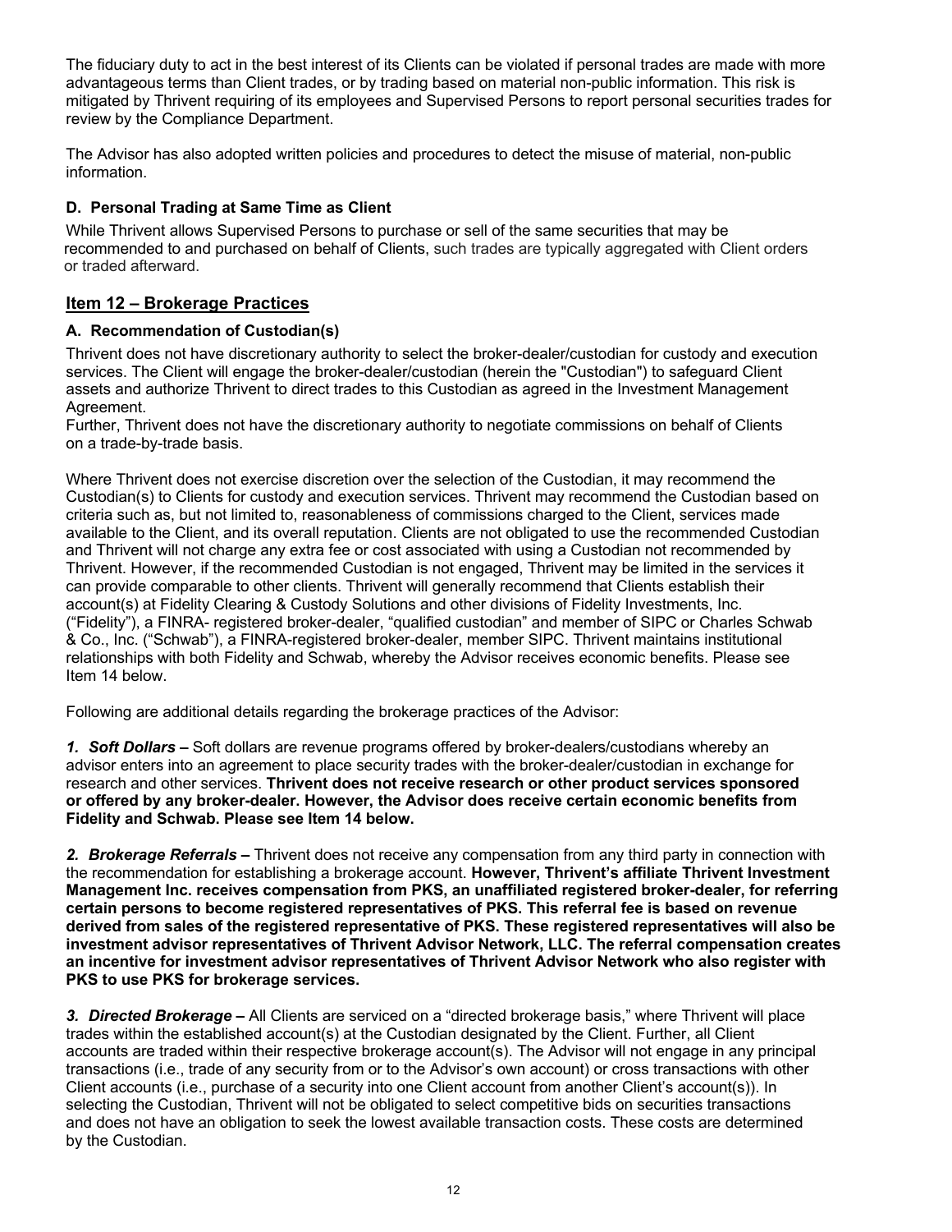The fiduciary duty to act in the best interest of its Clients can be violated if personal trades are made with more advantageous terms than Client trades, or by trading based on material non-public information. This risk is mitigated by Thrivent requiring of its employees and Supervised Persons to report personal securities trades for review by the Compliance Department.

The Advisor has also adopted written policies and procedures to detect the misuse of material, non-public information.

### D. Personal Trading at Same Time as Client

While Thrivent allows Supervised Persons to purchase or sell of the same securities that may be recommended to and purchased on behalf of Clients, such trades are typically aggregated with Client orders or traded afterward.

## Item 12 – Brokerage Practices

### A. Recommendation of Custodian(s)

Thrivent does not have discretionary authority to select the broker-dealer/custodian for custody and execution services. The Client will engage the broker-dealer/custodian (herein the "Custodian") to safeguard Client assets and authorize Thrivent to direct trades to this Custodian as agreed in the Investment Management Agreement.
Further, Thrivent does not have the discretionary authority to negotiate commissions on behalf of Clients on a trade-by-trade basis.

Where Thrivent does not exercise discretion over the selection of the Custodian, it may recommend the Custodian(s) to Clients for custody and execution services. Thrivent may recommend the Custodian based on criteria such as, but not limited to, reasonableness of commissions charged to the Client, services made available to the Client, and its overall reputation. Clients are not obligated to use the recommended Custodian and Thrivent will not charge any extra fee or cost associated with using a Custodian not recommended by Thrivent. However, if the recommended Custodian is not engaged, Thrivent may be limited in the services it can provide comparable to other clients. Thrivent will generally recommend that Clients establish their account(s) at Fidelity Clearing & Custody Solutions and other divisions of Fidelity Investments, Inc. ("Fidelity"), a FINRA- registered broker-dealer, "qualified custodian" and member of SIPC or Charles Schwab & Co., Inc. ("Schwab"), a FINRA-registered broker-dealer, member SIPC. Thrivent maintains institutional relationships with both Fidelity and Schwab, whereby the Advisor receives economic benefits. Please see Item 14 below.

Following are additional details regarding the brokerage practices of the Advisor:

***1. Soft Dollars* –** Soft dollars are revenue programs offered by broker-dealers/custodians whereby an advisor enters into an agreement to place security trades with the broker-dealer/custodian in exchange for research and other services. **Thrivent does not receive research or other product services sponsored or offered by any broker-dealer. However, the Advisor does receive certain economic benefits from Fidelity and Schwab. Please see Item 14 below.**

***2. Brokerage Referrals* –** Thrivent does not receive any compensation from any third party in connection with the recommendation for establishing a brokerage account. **However, Thrivent's affiliate Thrivent Investment Management Inc. receives compensation from PKS, an unaffiliated registered broker-dealer, for referring certain persons to become registered representatives of PKS. This referral fee is based on revenue derived from sales of the registered representative of PKS. These registered representatives will also be investment advisor representatives of Thrivent Advisor Network, LLC. The referral compensation creates an incentive for investment advisor representatives of Thrivent Advisor Network who also register with PKS to use PKS for brokerage services.**

***3. Directed Brokerage* –** All Clients are serviced on a "directed brokerage basis," where Thrivent will place trades within the established account(s) at the Custodian designated by the Client. Further, all Client accounts are traded within their respective brokerage account(s). The Advisor will not engage in any principal transactions (i.e., trade of any security from or to the Advisor's own account) or cross transactions with other Client accounts (i.e., purchase of a security into one Client account from another Client's account(s)). In selecting the Custodian, Thrivent will not be obligated to select competitive bids on securities transactions and does not have an obligation to seek the lowest available transaction costs. These costs are determined by the Custodian.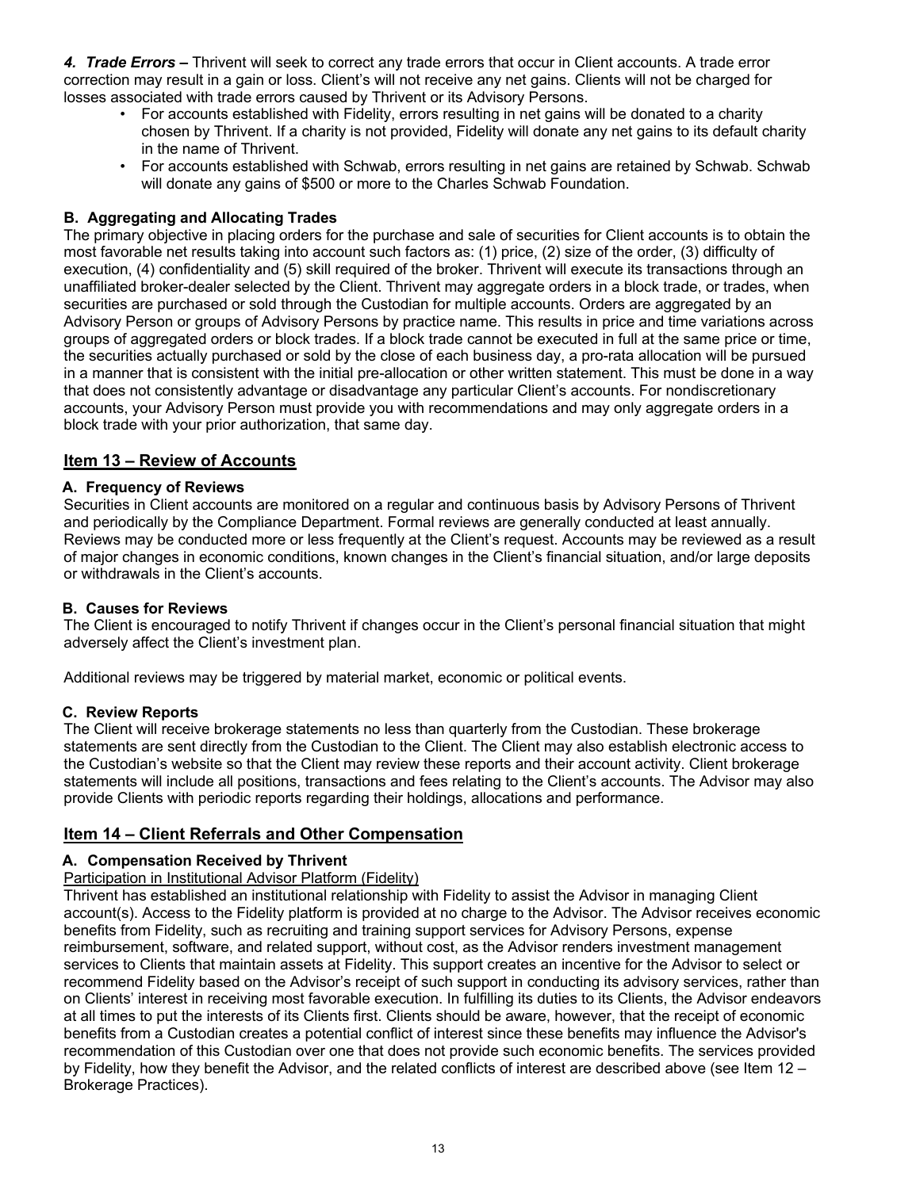***4. Trade Errors –*** Thrivent will seek to correct any trade errors that occur in Client accounts. A trade error correction may result in a gain or loss. Client's will not receive any net gains. Clients will not be charged for losses associated with trade errors caused by Thrivent or its Advisory Persons.

- For accounts established with Fidelity, errors resulting in net gains will be donated to a charity chosen by Thrivent. If a charity is not provided, Fidelity will donate any net gains to its default charity in the name of Thrivent.
- For accounts established with Schwab, errors resulting in net gains are retained by Schwab. Schwab will donate any gains of $500 or more to the Charles Schwab Foundation.

### B. Aggregating and Allocating Trades

The primary objective in placing orders for the purchase and sale of securities for Client accounts is to obtain the most favorable net results taking into account such factors as: (1) price, (2) size of the order, (3) difficulty of execution, (4) confidentiality and (5) skill required of the broker. Thrivent will execute its transactions through an unaffiliated broker-dealer selected by the Client. Thrivent may aggregate orders in a block trade, or trades, when securities are purchased or sold through the Custodian for multiple accounts. Orders are aggregated by an Advisory Person or groups of Advisory Persons by practice name. This results in price and time variations across groups of aggregated orders or block trades. If a block trade cannot be executed in full at the same price or time, the securities actually purchased or sold by the close of each business day, a pro-rata allocation will be pursued in a manner that is consistent with the initial pre-allocation or other written statement. This must be done in a way that does not consistently advantage or disadvantage any particular Client's accounts. For nondiscretionary accounts, your Advisory Person must provide you with recommendations and may only aggregate orders in a block trade with your prior authorization, that same day.

## Item 13 – Review of Accounts

### A. Frequency of Reviews

Securities in Client accounts are monitored on a regular and continuous basis by Advisory Persons of Thrivent and periodically by the Compliance Department. Formal reviews are generally conducted at least annually. Reviews may be conducted more or less frequently at the Client's request. Accounts may be reviewed as a result of major changes in economic conditions, known changes in the Client's financial situation, and/or large deposits or withdrawals in the Client's accounts.

### B. Causes for Reviews

The Client is encouraged to notify Thrivent if changes occur in the Client's personal financial situation that might adversely affect the Client's investment plan.

Additional reviews may be triggered by material market, economic or political events.

### C. Review Reports

The Client will receive brokerage statements no less than quarterly from the Custodian. These brokerage statements are sent directly from the Custodian to the Client. The Client may also establish electronic access to the Custodian's website so that the Client may review these reports and their account activity. Client brokerage statements will include all positions, transactions and fees relating to the Client's accounts. The Advisor may also provide Clients with periodic reports regarding their holdings, allocations and performance.

## Item 14 – Client Referrals and Other Compensation

### A. Compensation Received by Thrivent

Participation in Institutional Advisor Platform (Fidelity)

Thrivent has established an institutional relationship with Fidelity to assist the Advisor in managing Client account(s). Access to the Fidelity platform is provided at no charge to the Advisor. The Advisor receives economic benefits from Fidelity, such as recruiting and training support services for Advisory Persons, expense reimbursement, software, and related support, without cost, as the Advisor renders investment management services to Clients that maintain assets at Fidelity. This support creates an incentive for the Advisor to select or recommend Fidelity based on the Advisor's receipt of such support in conducting its advisory services, rather than on Clients' interest in receiving most favorable execution. In fulfilling its duties to its Clients, the Advisor endeavors at all times to put the interests of its Clients first. Clients should be aware, however, that the receipt of economic benefits from a Custodian creates a potential conflict of interest since these benefits may influence the Advisor's recommendation of this Custodian over one that does not provide such economic benefits. The services provided by Fidelity, how they benefit the Advisor, and the related conflicts of interest are described above (see Item 12 – Brokerage Practices).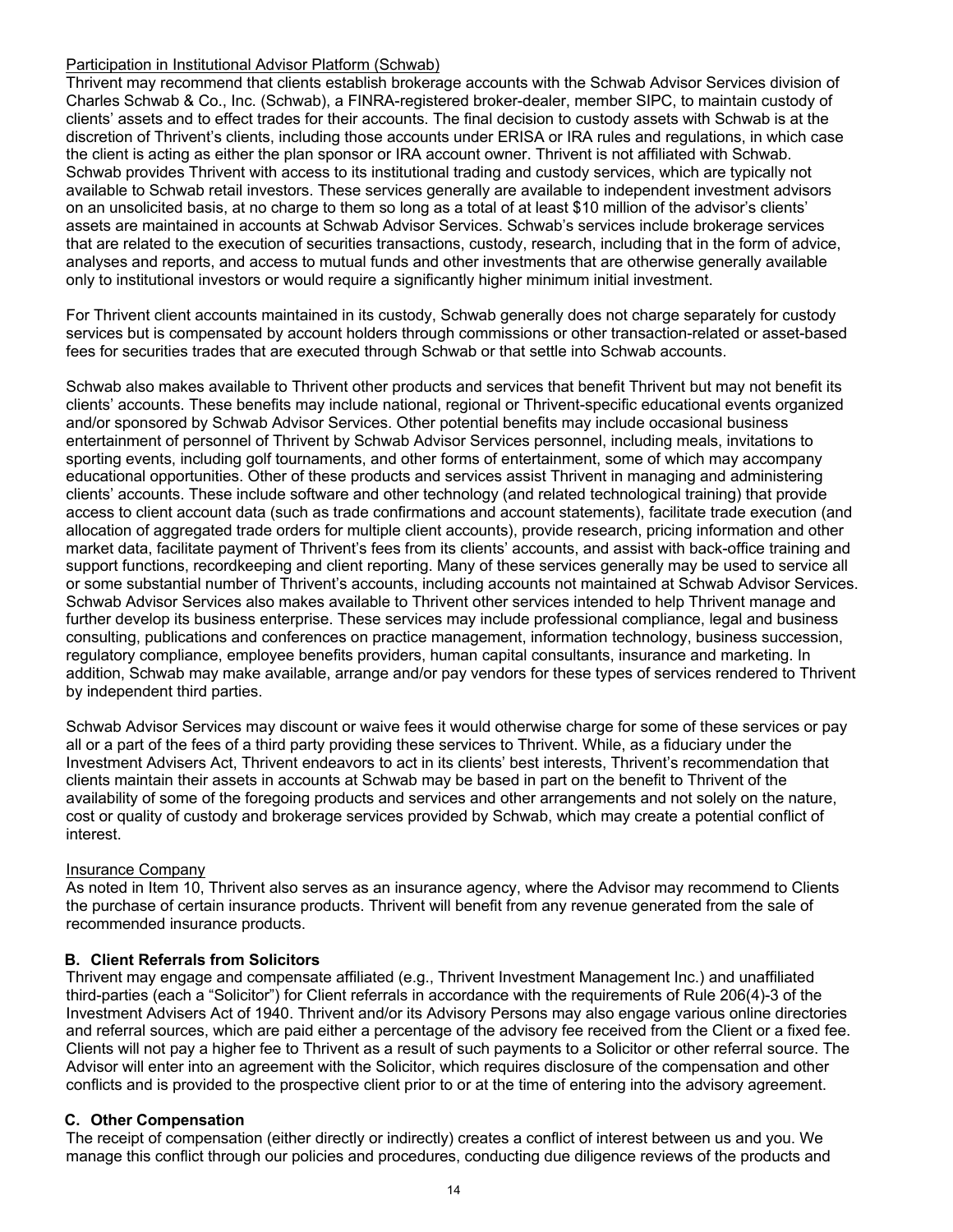Participation in Institutional Advisor Platform (Schwab)

Thrivent may recommend that clients establish brokerage accounts with the Schwab Advisor Services division of Charles Schwab & Co., Inc. (Schwab), a FINRA-registered broker-dealer, member SIPC, to maintain custody of clients' assets and to effect trades for their accounts. The final decision to custody assets with Schwab is at the discretion of Thrivent's clients, including those accounts under ERISA or IRA rules and regulations, in which case the client is acting as either the plan sponsor or IRA account owner. Thrivent is not affiliated with Schwab. Schwab provides Thrivent with access to its institutional trading and custody services, which are typically not available to Schwab retail investors. These services generally are available to independent investment advisors on an unsolicited basis, at no charge to them so long as a total of at least $10 million of the advisor's clients' assets are maintained in accounts at Schwab Advisor Services. Schwab's services include brokerage services that are related to the execution of securities transactions, custody, research, including that in the form of advice, analyses and reports, and access to mutual funds and other investments that are otherwise generally available only to institutional investors or would require a significantly higher minimum initial investment.

For Thrivent client accounts maintained in its custody, Schwab generally does not charge separately for custody services but is compensated by account holders through commissions or other transaction-related or asset-based fees for securities trades that are executed through Schwab or that settle into Schwab accounts.

Schwab also makes available to Thrivent other products and services that benefit Thrivent but may not benefit its clients' accounts. These benefits may include national, regional or Thrivent-specific educational events organized and/or sponsored by Schwab Advisor Services. Other potential benefits may include occasional business entertainment of personnel of Thrivent by Schwab Advisor Services personnel, including meals, invitations to sporting events, including golf tournaments, and other forms of entertainment, some of which may accompany educational opportunities. Other of these products and services assist Thrivent in managing and administering clients' accounts. These include software and other technology (and related technological training) that provide access to client account data (such as trade confirmations and account statements), facilitate trade execution (and allocation of aggregated trade orders for multiple client accounts), provide research, pricing information and other market data, facilitate payment of Thrivent's fees from its clients' accounts, and assist with back-office training and support functions, recordkeeping and client reporting. Many of these services generally may be used to service all or some substantial number of Thrivent's accounts, including accounts not maintained at Schwab Advisor Services. Schwab Advisor Services also makes available to Thrivent other services intended to help Thrivent manage and further develop its business enterprise. These services may include professional compliance, legal and business consulting, publications and conferences on practice management, information technology, business succession, regulatory compliance, employee benefits providers, human capital consultants, insurance and marketing. In addition, Schwab may make available, arrange and/or pay vendors for these types of services rendered to Thrivent by independent third parties.

Schwab Advisor Services may discount or waive fees it would otherwise charge for some of these services or pay all or a part of the fees of a third party providing these services to Thrivent. While, as a fiduciary under the Investment Advisers Act, Thrivent endeavors to act in its clients' best interests, Thrivent's recommendation that clients maintain their assets in accounts at Schwab may be based in part on the benefit to Thrivent of the availability of some of the foregoing products and services and other arrangements and not solely on the nature, cost or quality of custody and brokerage services provided by Schwab, which may create a potential conflict of interest.

Insurance Company

As noted in Item 10, Thrivent also serves as an insurance agency, where the Advisor may recommend to Clients the purchase of certain insurance products. Thrivent will benefit from any revenue generated from the sale of recommended insurance products.

### B. Client Referrals from Solicitors

Thrivent may engage and compensate affiliated (e.g., Thrivent Investment Management Inc.) and unaffiliated third-parties (each a "Solicitor") for Client referrals in accordance with the requirements of Rule 206(4)-3 of the Investment Advisers Act of 1940. Thrivent and/or its Advisory Persons may also engage various online directories and referral sources, which are paid either a percentage of the advisory fee received from the Client or a fixed fee. Clients will not pay a higher fee to Thrivent as a result of such payments to a Solicitor or other referral source. The Advisor will enter into an agreement with the Solicitor, which requires disclosure of the compensation and other conflicts and is provided to the prospective client prior to or at the time of entering into the advisory agreement.

### C. Other Compensation

The receipt of compensation (either directly or indirectly) creates a conflict of interest between us and you. We manage this conflict through our policies and procedures, conducting due diligence reviews of the products and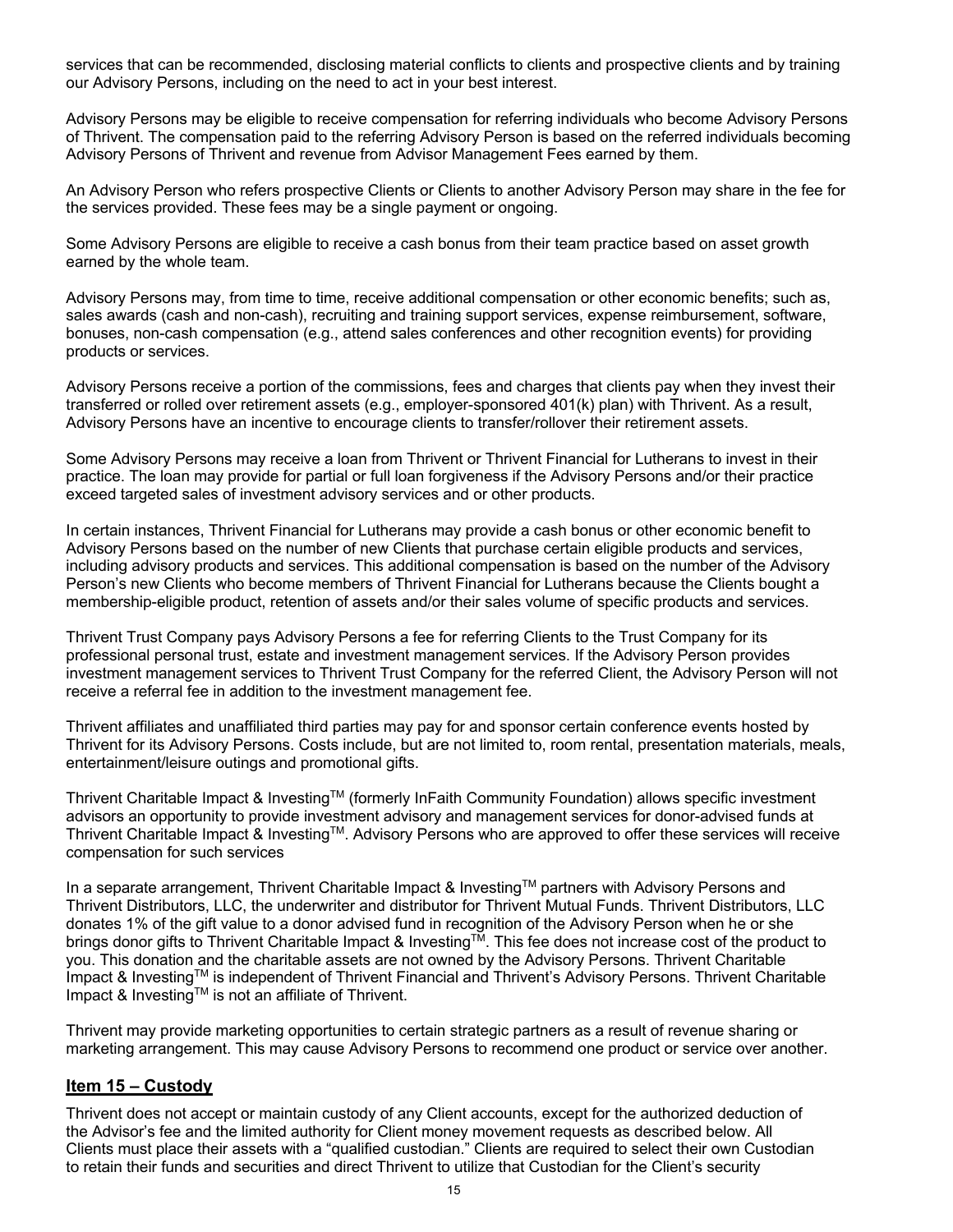services that can be recommended, disclosing material conflicts to clients and prospective clients and by training our Advisory Persons, including on the need to act in your best interest.

Advisory Persons may be eligible to receive compensation for referring individuals who become Advisory Persons of Thrivent. The compensation paid to the referring Advisory Person is based on the referred individuals becoming Advisory Persons of Thrivent and revenue from Advisor Management Fees earned by them.

An Advisory Person who refers prospective Clients or Clients to another Advisory Person may share in the fee for the services provided. These fees may be a single payment or ongoing.

Some Advisory Persons are eligible to receive a cash bonus from their team practice based on asset growth earned by the whole team.

Advisory Persons may, from time to time, receive additional compensation or other economic benefits; such as, sales awards (cash and non-cash), recruiting and training support services, expense reimbursement, software, bonuses, non-cash compensation (e.g., attend sales conferences and other recognition events) for providing products or services.

Advisory Persons receive a portion of the commissions, fees and charges that clients pay when they invest their transferred or rolled over retirement assets (e.g., employer-sponsored 401(k) plan) with Thrivent. As a result, Advisory Persons have an incentive to encourage clients to transfer/rollover their retirement assets.

Some Advisory Persons may receive a loan from Thrivent or Thrivent Financial for Lutherans to invest in their practice. The loan may provide for partial or full loan forgiveness if the Advisory Persons and/or their practice exceed targeted sales of investment advisory services and or other products.

In certain instances, Thrivent Financial for Lutherans may provide a cash bonus or other economic benefit to Advisory Persons based on the number of new Clients that purchase certain eligible products and services, including advisory products and services. This additional compensation is based on the number of the Advisory Person's new Clients who become members of Thrivent Financial for Lutherans because the Clients bought a membership-eligible product, retention of assets and/or their sales volume of specific products and services.

Thrivent Trust Company pays Advisory Persons a fee for referring Clients to the Trust Company for its professional personal trust, estate and investment management services. If the Advisory Person provides investment management services to Thrivent Trust Company for the referred Client, the Advisory Person will not receive a referral fee in addition to the investment management fee.

Thrivent affiliates and unaffiliated third parties may pay for and sponsor certain conference events hosted by Thrivent for its Advisory Persons. Costs include, but are not limited to, room rental, presentation materials, meals, entertainment/leisure outings and promotional gifts.

Thrivent Charitable Impact & Investing™ (formerly InFaith Community Foundation) allows specific investment advisors an opportunity to provide investment advisory and management services for donor-advised funds at Thrivent Charitable Impact & Investing™. Advisory Persons who are approved to offer these services will receive compensation for such services

In a separate arrangement, Thrivent Charitable Impact & Investing™ partners with Advisory Persons and Thrivent Distributors, LLC, the underwriter and distributor for Thrivent Mutual Funds. Thrivent Distributors, LLC donates 1% of the gift value to a donor advised fund in recognition of the Advisory Person when he or she brings donor gifts to Thrivent Charitable Impact & Investing™. This fee does not increase cost of the product to you. This donation and the charitable assets are not owned by the Advisory Persons. Thrivent Charitable Impact & Investing™ is independent of Thrivent Financial and Thrivent's Advisory Persons. Thrivent Charitable Impact & Investing™ is not an affiliate of Thrivent.

Thrivent may provide marketing opportunities to certain strategic partners as a result of revenue sharing or marketing arrangement. This may cause Advisory Persons to recommend one product or service over another.

## Item 15 – Custody

Thrivent does not accept or maintain custody of any Client accounts, except for the authorized deduction of the Advisor's fee and the limited authority for Client money movement requests as described below. All Clients must place their assets with a "qualified custodian." Clients are required to select their own Custodian to retain their funds and securities and direct Thrivent to utilize that Custodian for the Client's security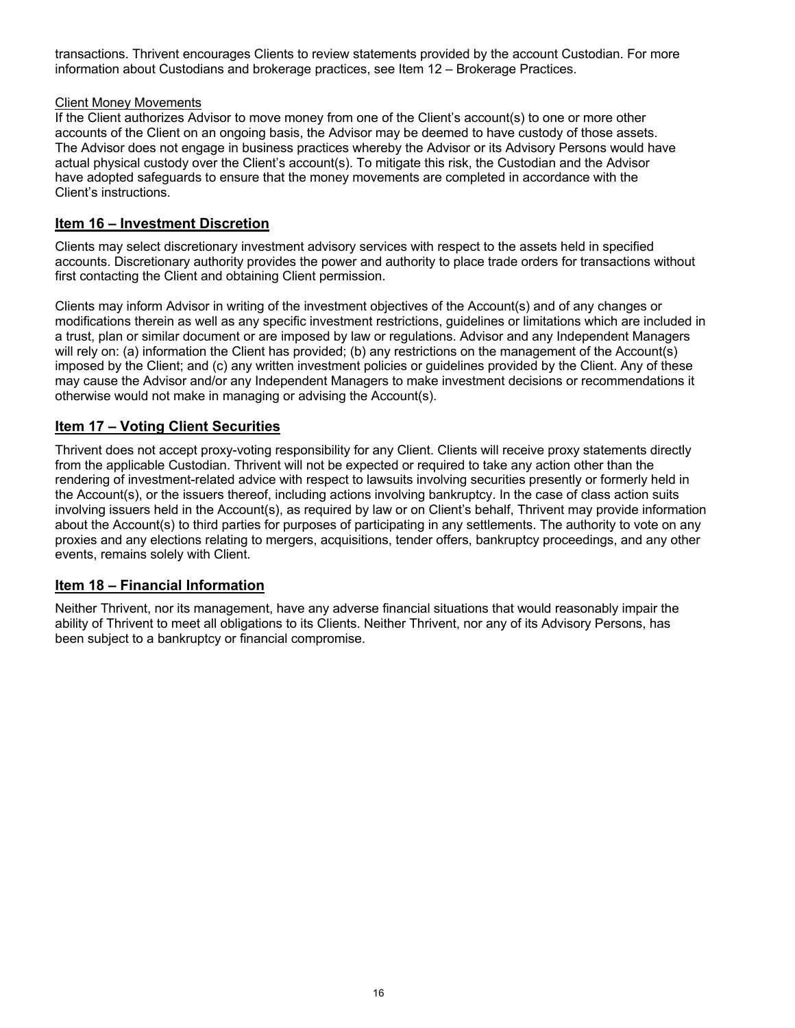transactions. Thrivent encourages Clients to review statements provided by the account Custodian. For more information about Custodians and brokerage practices, see Item 12 – Brokerage Practices.

Client Money Movements

If the Client authorizes Advisor to move money from one of the Client's account(s) to one or more other accounts of the Client on an ongoing basis, the Advisor may be deemed to have custody of those assets. The Advisor does not engage in business practices whereby the Advisor or its Advisory Persons would have actual physical custody over the Client's account(s). To mitigate this risk, the Custodian and the Advisor have adopted safeguards to ensure that the money movements are completed in accordance with the Client's instructions.

## Item 16 – Investment Discretion

Clients may select discretionary investment advisory services with respect to the assets held in specified accounts. Discretionary authority provides the power and authority to place trade orders for transactions without first contacting the Client and obtaining Client permission.

Clients may inform Advisor in writing of the investment objectives of the Account(s) and of any changes or modifications therein as well as any specific investment restrictions, guidelines or limitations which are included in a trust, plan or similar document or are imposed by law or regulations. Advisor and any Independent Managers will rely on: (a) information the Client has provided; (b) any restrictions on the management of the Account(s) imposed by the Client; and (c) any written investment policies or guidelines provided by the Client. Any of these may cause the Advisor and/or any Independent Managers to make investment decisions or recommendations it otherwise would not make in managing or advising the Account(s).

## Item 17 – Voting Client Securities

Thrivent does not accept proxy-voting responsibility for any Client. Clients will receive proxy statements directly from the applicable Custodian. Thrivent will not be expected or required to take any action other than the rendering of investment-related advice with respect to lawsuits involving securities presently or formerly held in the Account(s), or the issuers thereof, including actions involving bankruptcy. In the case of class action suits involving issuers held in the Account(s), as required by law or on Client's behalf, Thrivent may provide information about the Account(s) to third parties for purposes of participating in any settlements. The authority to vote on any proxies and any elections relating to mergers, acquisitions, tender offers, bankruptcy proceedings, and any other events, remains solely with Client.

## Item 18 – Financial Information

Neither Thrivent, nor its management, have any adverse financial situations that would reasonably impair the ability of Thrivent to meet all obligations to its Clients. Neither Thrivent, nor any of its Advisory Persons, has been subject to a bankruptcy or financial compromise.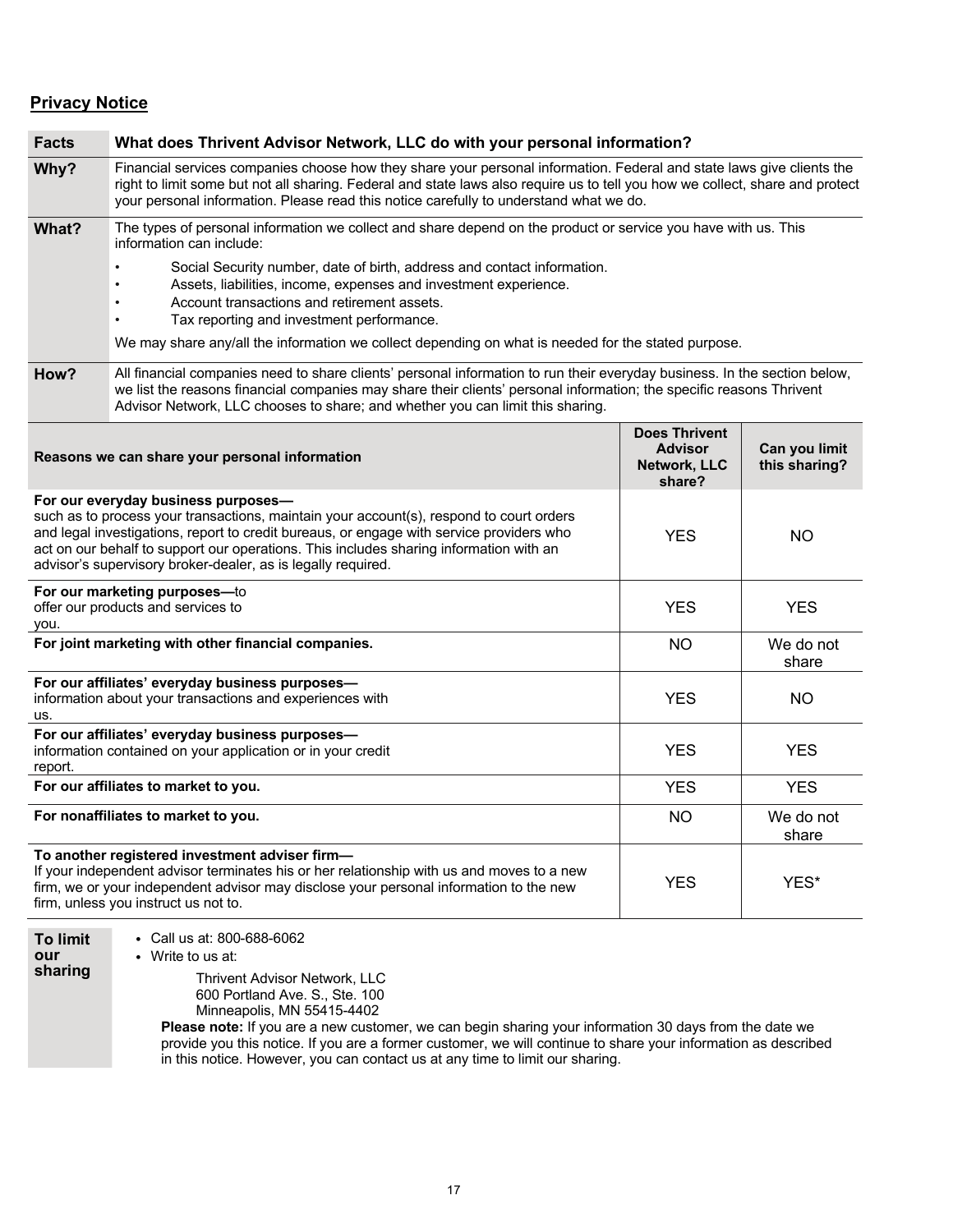## Privacy Notice

| **Facts** | **What does Thrivent Advisor Network, LLC do with your personal information?** |
|---|---|
| **Why?** | Financial services companies choose how they share your personal information. Federal and state laws give clients the right to limit some but not all sharing. Federal and state laws also require us to tell you how we collect, share and protect your personal information. Please read this notice carefully to understand what we do. |
| **What?** | The types of personal information we collect and share depend on the product or service you have with us. This information can include:<br>• Social Security number, date of birth, address and contact information.<br>• Assets, liabilities, income, expenses and investment experience.<br>• Account transactions and retirement assets.<br>• Tax reporting and investment performance.<br>We may share any/all the information we collect depending on what is needed for the stated purpose. |
| **How?** | All financial companies need to share clients' personal information to run their everyday business. In the section below, we list the reasons financial companies may share their clients' personal information; the specific reasons Thrivent Advisor Network, LLC chooses to share; and whether you can limit this sharing. |

| **Reasons we can share your personal information** | **Does Thrivent Advisor Network, LLC share?** | **Can you limit this sharing?** |
|---|---|---|
| **For our everyday business purposes—** such as to process your transactions, maintain your account(s), respond to court orders and legal investigations, report to credit bureaus, or engage with service providers who act on our behalf to support our operations. This includes sharing information with an advisor's supervisory broker-dealer, as is legally required. | YES | NO |
| **For our marketing purposes—** to offer our products and services to you. | YES | YES |
| **For joint marketing with other financial companies.** | NO | We do not share |
| **For our affiliates' everyday business purposes—** information about your transactions and experiences with us. | YES | NO |
| **For our affiliates' everyday business purposes—** information contained on your application or in your credit report. | YES | YES |
| **For our affiliates to market to you.** | YES | YES |
| **For nonaffiliates to market to you.** | NO | We do not share |
| **To another registered investment adviser firm—** If your independent advisor terminates his or her relationship with us and moves to a new firm, we or your independent advisor may disclose your personal information to the new firm, unless you instruct us not to. | YES | YES* |

| **To limit our sharing** | • Call us at: 800-688-6062<br>• Write to us at:<br>Thrivent Advisor Network, LLC<br>600 Portland Ave. S., Ste. 100<br>Minneapolis, MN 55415-4402<br>**Please note:** If you are a new customer, we can begin sharing your information 30 days from the date we provide you this notice. If you are a former customer, we will continue to share your information as described in this notice. However, you can contact us at any time to limit our sharing. |
|---|---|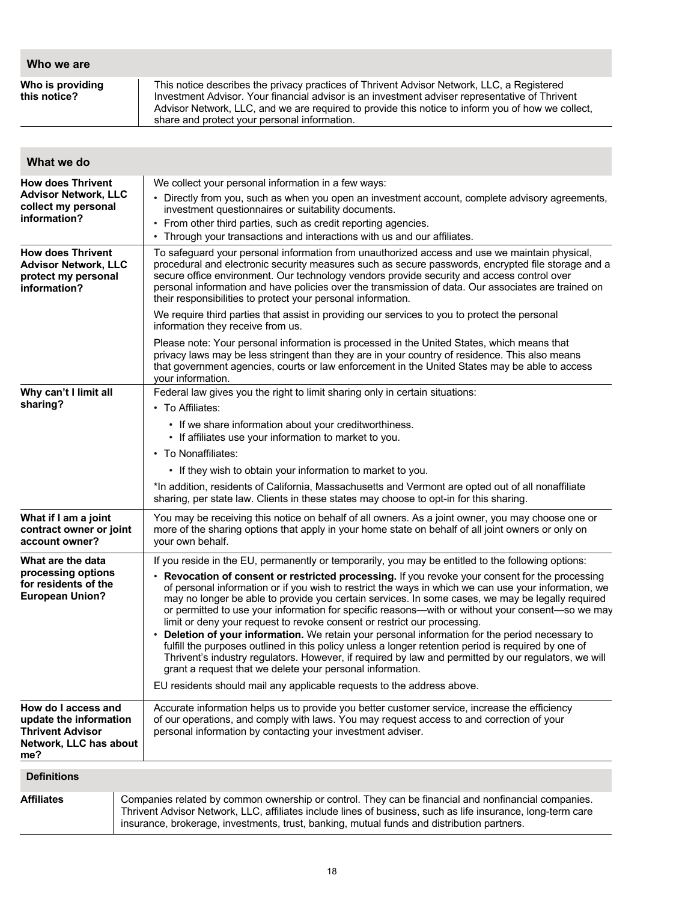| Who we are | |
|---|---|
| **Who is providing this notice?** | This notice describes the privacy practices of Thrivent Advisor Network, LLC, a Registered Investment Advisor. Your financial advisor is an investment adviser representative of Thrivent Advisor Network, LLC, and we are required to provide this notice to inform you of how we collect, share and protect your personal information. |

| What we do | |
|---|---|
| **How does Thrivent Advisor Network, LLC collect my personal information?** | We collect your personal information in a few ways:<br>• Directly from you, such as when you open an investment account, complete advisory agreements, investment questionnaires or suitability documents.<br>• From other third parties, such as credit reporting agencies.<br>• Through your transactions and interactions with us and our affiliates. |
| **How does Thrivent Advisor Network, LLC protect my personal information?** | To safeguard your personal information from unauthorized access and use we maintain physical, procedural and electronic security measures such as secure passwords, encrypted file storage and a secure office environment. Our technology vendors provide security and access control over personal information and have policies over the transmission of data. Our associates are trained on their responsibilities to protect your personal information.<br><br>We require third parties that assist in providing our services to you to protect the personal information they receive from us.<br><br>Please note: Your personal information is processed in the United States, which means that privacy laws may be less stringent than they are in your country of residence. This also means that government agencies, courts or law enforcement in the United States may be able to access your information. |
| **Why can't I limit all sharing?** | Federal law gives you the right to limit sharing only in certain situations:<br>• To Affiliates:<br>  • If we share information about your creditworthiness.<br>  • If affiliates use your information to market to you.<br>• To Nonaffiliates:<br>  • If they wish to obtain your information to market to you.<br><br>*In addition, residents of California, Massachusetts and Vermont are opted out of all nonaffiliate sharing, per state law. Clients in these states may choose to opt-in for this sharing. |
| **What if I am a joint contract owner or joint account owner?** | You may be receiving this notice on behalf of all owners. As a joint owner, you may choose one or more of the sharing options that apply in your home state on behalf of all joint owners or only on your own behalf. |
| **What are the data processing options for residents of the European Union?** | If you reside in the EU, permanently or temporarily, you may be entitled to the following options:<br>• **Revocation of consent or restricted processing.** If you revoke your consent for the processing of personal information or if you wish to restrict the ways in which we can use your information, we may no longer be able to provide you certain services. In some cases, we may be legally required or permitted to use your information for specific reasons—with or without your consent—so we may limit or deny your request to revoke consent or restrict our processing.<br>• **Deletion of your information.** We retain your personal information for the period necessary to fulfill the purposes outlined in this policy unless a longer retention period is required by one of Thrivent's industry regulators. However, if required by law and permitted by our regulators, we will grant a request that we delete your personal information.<br><br>EU residents should mail any applicable requests to the address above. |
| **How do I access and update the information Thrivent Advisor Network, LLC has about me?** | Accurate information helps us to provide you better customer service, increase the efficiency of our operations, and comply with laws. You may request access to and correction of your personal information by contacting your investment adviser. |

| Definitions | |
|---|---|
| **Affiliates** | Companies related by common ownership or control. They can be financial and nonfinancial companies. Thrivent Advisor Network, LLC, affiliates include lines of business, such as life insurance, long-term care insurance, brokerage, investments, trust, banking, mutual funds and distribution partners. |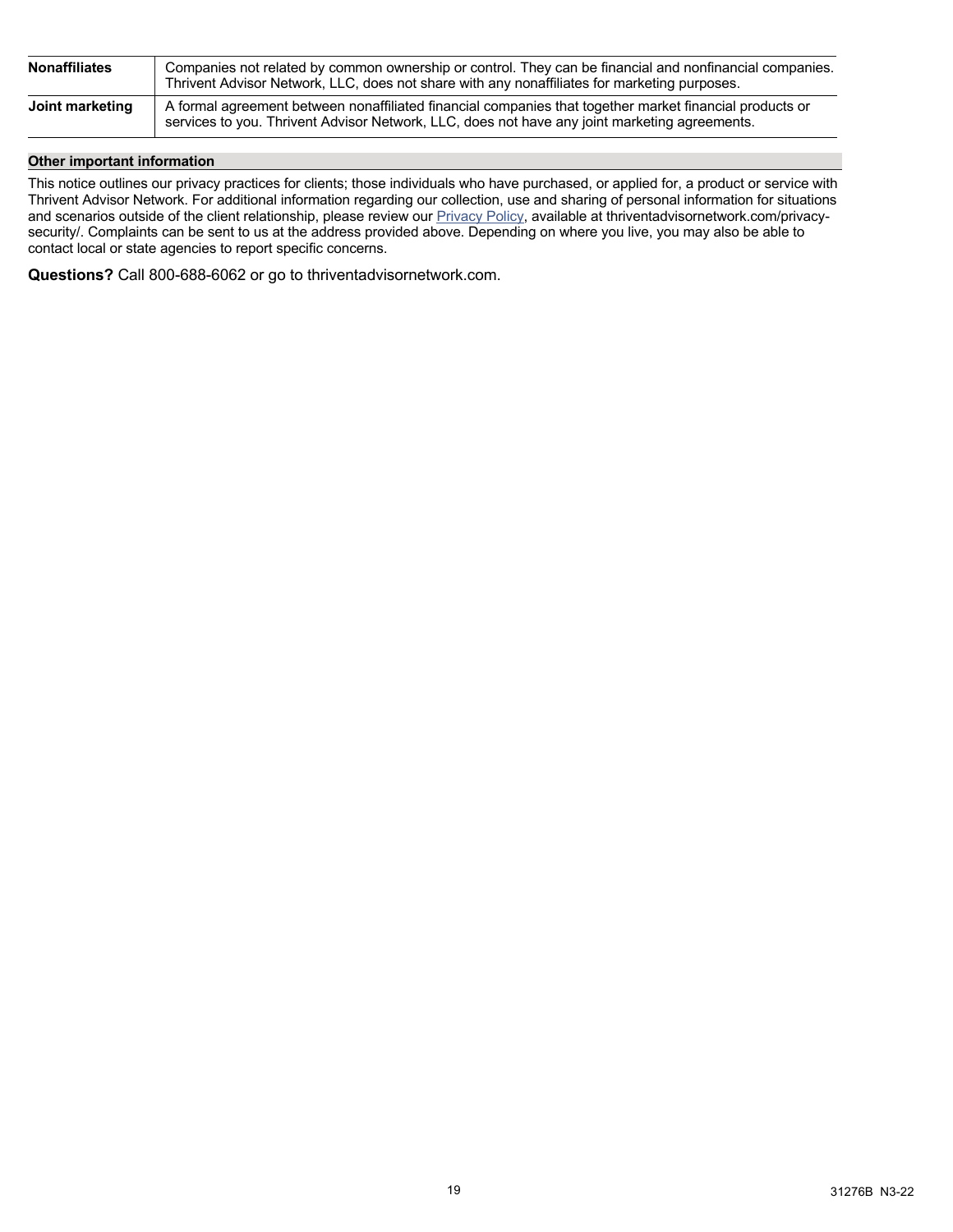| | |
|---|---|
| **Nonaffiliates** | Companies not related by common ownership or control. They can be financial and nonfinancial companies. Thrivent Advisor Network, LLC, does not share with any nonaffiliates for marketing purposes. |
| **Joint marketing** | A formal agreement between nonaffiliated financial companies that together market financial products or services to you. Thrivent Advisor Network, LLC, does not have any joint marketing agreements. |

**Other important information**

This notice outlines our privacy practices for clients; those individuals who have purchased, or applied for, a product or service with Thrivent Advisor Network. For additional information regarding our collection, use and sharing of personal information for situations and scenarios outside of the client relationship, please review our Privacy Policy, available at thriventadvisornetwork.com/privacy-security/. Complaints can be sent to us at the address provided above. Depending on where you live, you may also be able to contact local or state agencies to report specific concerns.

**Questions?** Call 800-688-6062 or go to thriventadvisornetwork.com.

31276B N3-22